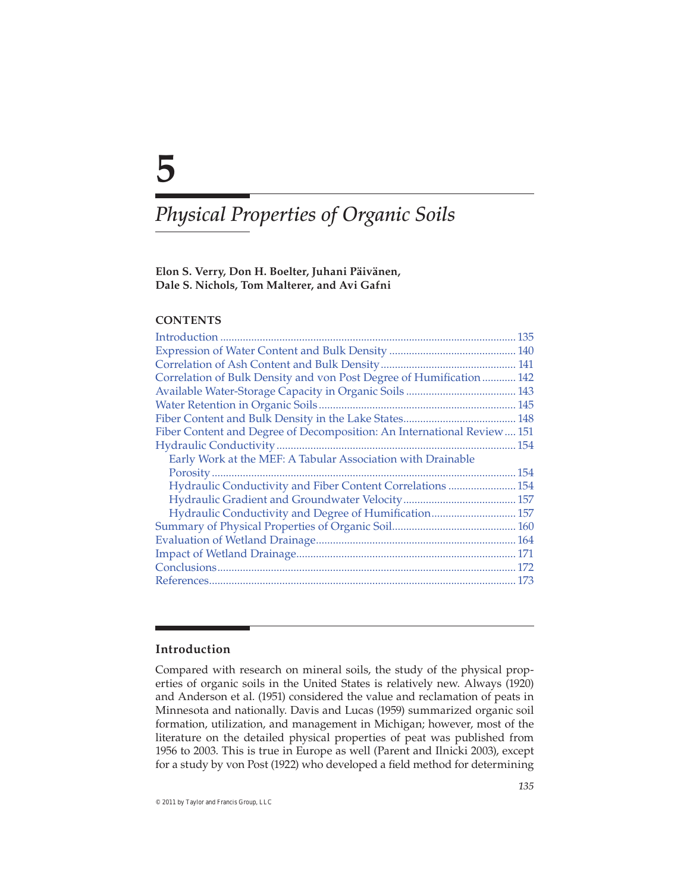# 5

# *Physical Properties of Organic Soils*

**Elon S. Verry, Don H. Boelter, Juhani Päivänen, Dale S. Nichols, Tom Malterer, and Avi Gafni**

**CONTENTS**

- Introduction ........ 135
- Expression of Water Content and Bulk Density ........ 140
- Correlation of Ash Content and Bulk Density ........ 141
- Correlation of Bulk Density and von Post Degree of Humification ........ 142
- Available Water-Storage Capacity in Organic Soils ........ 143
- Water Retention in Organic Soils ........ 145
- Fiber Content and Bulk Density in the Lake States ........ 148
- Fiber Content and Degree of Decomposition: An International Review ........ 151
- Hydraulic Conductivity ........ 154
  - Early Work at the MEF: A Tabular Association with Drainable Porosity ........ 154
  - Hydraulic Conductivity and Fiber Content Correlations ........ 154
  - Hydraulic Gradient and Groundwater Velocity ........ 157
  - Hydraulic Conductivity and Degree of Humification ........ 157
- Summary of Physical Properties of Organic Soil ........ 160
- Evaluation of Wetland Drainage ........ 164
- Impact of Wetland Drainage ........ 171
- Conclusions ........ 172
- References ........ 173

## Introduction

Compared with research on mineral soils, the study of the physical properties of organic soils in the United States is relatively new. Always (1920) and Anderson et al. (1951) considered the value and reclamation of peats in Minnesota and nationally. Davis and Lucas (1959) summarized organic soil formation, utilization, and management in Michigan; however, most of the literature on the detailed physical properties of peat was published from 1956 to 2003. This is true in Europe as well (Parent and Ilnicki 2003), except for a study by von Post (1922) who developed a field method for determining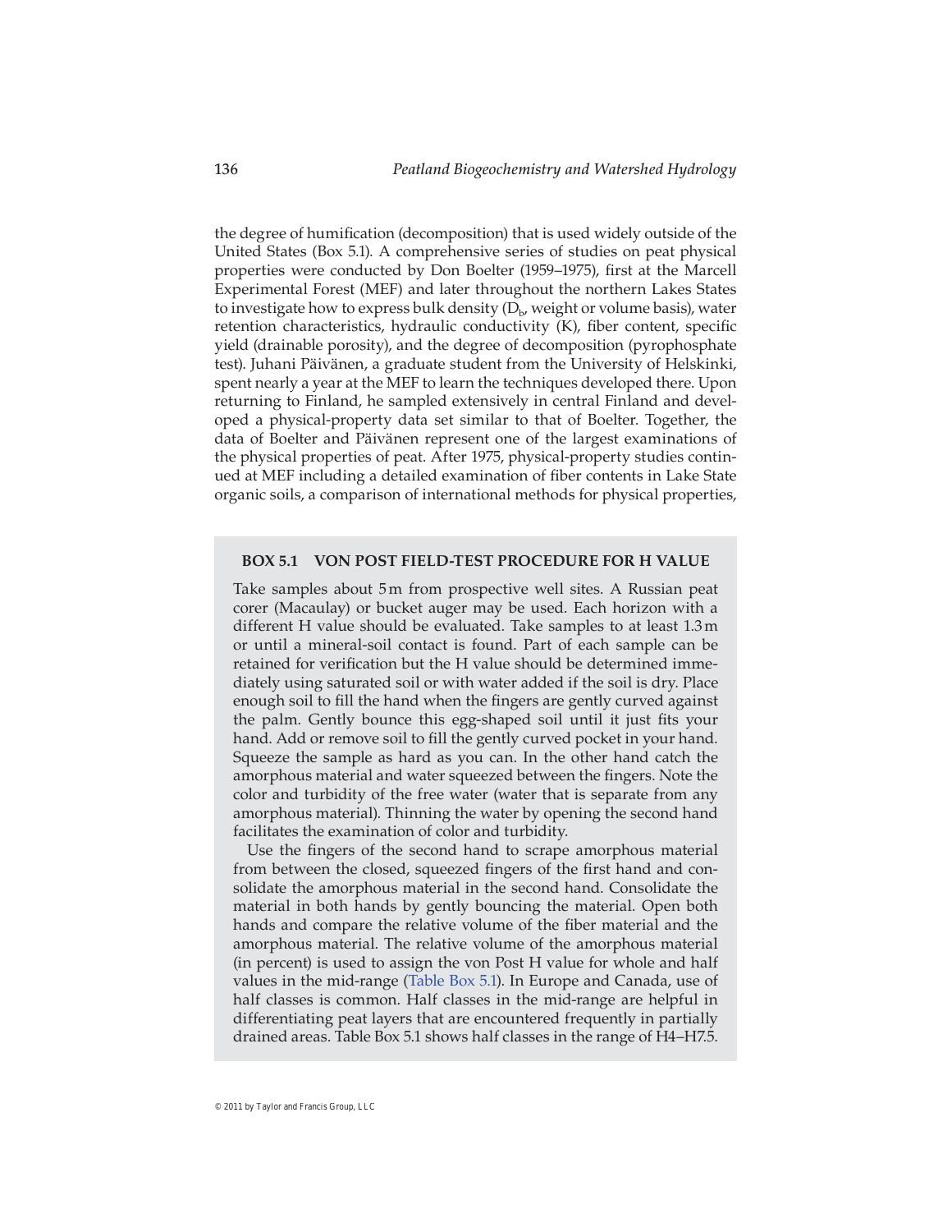the degree of humification (decomposition) that is used widely outside of the United States (Box 5.1). A comprehensive series of studies on peat physical properties were conducted by Don Boelter (1959–1975), first at the Marcell Experimental Forest (MEF) and later throughout the northern Lakes States to investigate how to express bulk density ($D_b$, weight or volume basis), water retention characteristics, hydraulic conductivity (K), fiber content, specific yield (drainable porosity), and the degree of decomposition (pyrophosphate test). Juhani Päivänen, a graduate student from the University of Helskinki, spent nearly a year at the MEF to learn the techniques developed there. Upon returning to Finland, he sampled extensively in central Finland and developed a physical-property data set similar to that of Boelter. Together, the data of Boelter and Päivänen represent one of the largest examinations of the physical properties of peat. After 1975, physical-property studies continued at MEF including a detailed examination of fiber contents in Lake State organic soils, a comparison of international methods for physical properties,

### BOX 5.1 VON POST FIELD-TEST PROCEDURE FOR H VALUE

Take samples about 5 m from prospective well sites. A Russian peat corer (Macaulay) or bucket auger may be used. Each horizon with a different H value should be evaluated. Take samples to at least 1.3 m or until a mineral-soil contact is found. Part of each sample can be retained for verification but the H value should be determined immediately using saturated soil or with water added if the soil is dry. Place enough soil to fill the hand when the fingers are gently curved against the palm. Gently bounce this egg-shaped soil until it just fits your hand. Add or remove soil to fill the gently curved pocket in your hand. Squeeze the sample as hard as you can. In the other hand catch the amorphous material and water squeezed between the fingers. Note the color and turbidity of the free water (water that is separate from any amorphous material). Thinning the water by opening the second hand facilitates the examination of color and turbidity.

Use the fingers of the second hand to scrape amorphous material from between the closed, squeezed fingers of the first hand and consolidate the amorphous material in the second hand. Consolidate the material in both hands by gently bouncing the material. Open both hands and compare the relative volume of the fiber material and the amorphous material. The relative volume of the amorphous material (in percent) is used to assign the von Post H value for whole and half values in the mid-range (Table Box 5.1). In Europe and Canada, use of half classes is common. Half classes in the mid-range are helpful in differentiating peat layers that are encountered frequently in partially drained areas. Table Box 5.1 shows half classes in the range of H4–H7.5.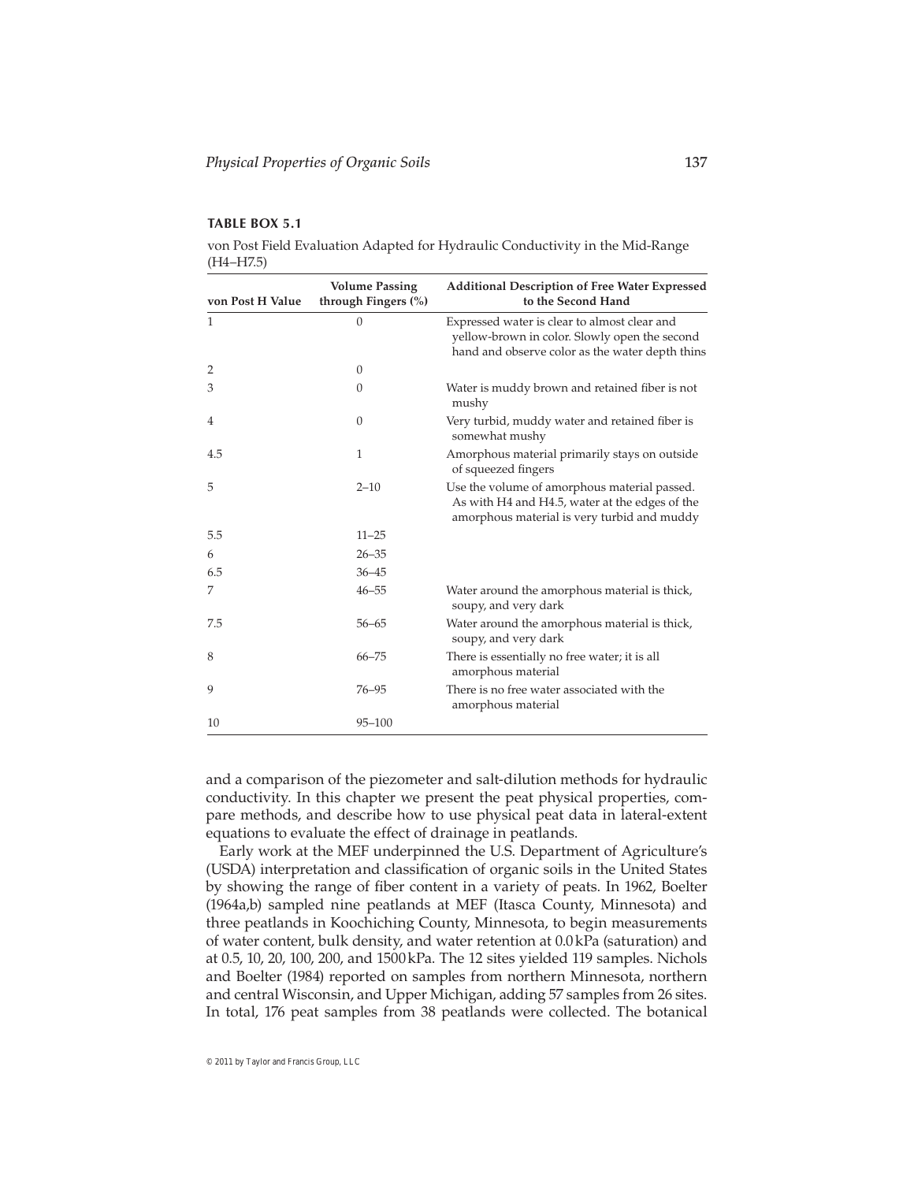**TABLE BOX 5.1**

von Post Field Evaluation Adapted for Hydraulic Conductivity in the Mid-Range (H4–H7.5)

| von Post H Value | Volume Passing through Fingers (%) | Additional Description of Free Water Expressed to the Second Hand |
|---|---|---|
| 1 | 0 | Expressed water is clear to almost clear and yellow-brown in color. Slowly open the second hand and observe color as the water depth thins |
| 2 | 0 | |
| 3 | 0 | Water is muddy brown and retained fiber is not mushy |
| 4 | 0 | Very turbid, muddy water and retained fiber is somewhat mushy |
| 4.5 | 1 | Amorphous material primarily stays on outside of squeezed fingers |
| 5 | 2–10 | Use the volume of amorphous material passed. As with H4 and H4.5, water at the edges of the amorphous material is very turbid and muddy |
| 5.5 | 11–25 | |
| 6 | 26–35 | |
| 6.5 | 36–45 | |
| 7 | 46–55 | Water around the amorphous material is thick, soupy, and very dark |
| 7.5 | 56–65 | Water around the amorphous material is thick, soupy, and very dark |
| 8 | 66–75 | There is essentially no free water; it is all amorphous material |
| 9 | 76–95 | There is no free water associated with the amorphous material |
| 10 | 95–100 | |

and a comparison of the piezometer and salt-dilution methods for hydraulic conductivity. In this chapter we present the peat physical properties, compare methods, and describe how to use physical peat data in lateral-extent equations to evaluate the effect of drainage in peatlands.

Early work at the MEF underpinned the U.S. Department of Agriculture's (USDA) interpretation and classification of organic soils in the United States by showing the range of fiber content in a variety of peats. In 1962, Boelter (1964a,b) sampled nine peatlands at MEF (Itasca County, Minnesota) and three peatlands in Koochiching County, Minnesota, to begin measurements of water content, bulk density, and water retention at 0.0 kPa (saturation) and at 0.5, 10, 20, 100, 200, and 1500 kPa. The 12 sites yielded 119 samples. Nichols and Boelter (1984) reported on samples from northern Minnesota, northern and central Wisconsin, and Upper Michigan, adding 57 samples from 26 sites. In total, 176 peat samples from 38 peatlands were collected. The botanical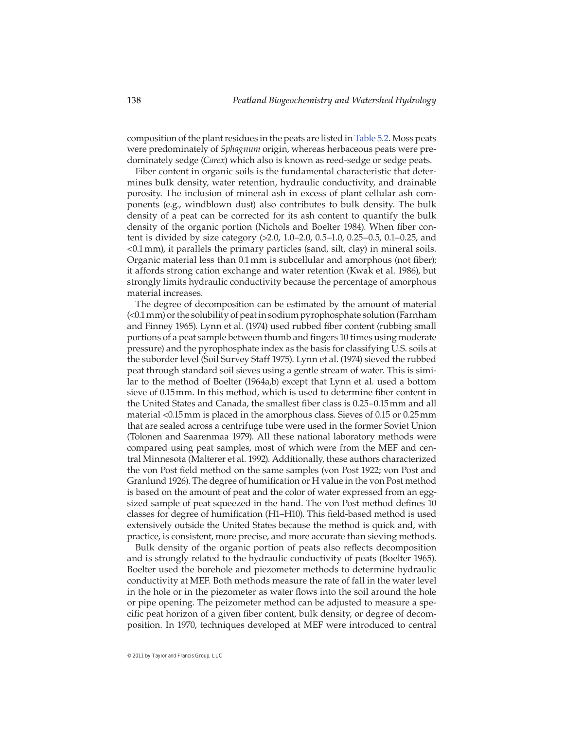composition of the plant residues in the peats are listed in Table 5.2. Moss peats were predominately of *Sphagnum* origin, whereas herbaceous peats were predominately sedge (*Carex*) which also is known as reed-sedge or sedge peats.

Fiber content in organic soils is the fundamental characteristic that determines bulk density, water retention, hydraulic conductivity, and drainable porosity. The inclusion of mineral ash in excess of plant cellular ash components (e.g., windblown dust) also contributes to bulk density. The bulk density of a peat can be corrected for its ash content to quantify the bulk density of the organic portion (Nichols and Boelter 1984). When fiber content is divided by size category (>2.0, 1.0–2.0, 0.5–1.0, 0.25–0.5, 0.1–0.25, and <0.1 mm), it parallels the primary particles (sand, silt, clay) in mineral soils. Organic material less than 0.1 mm is subcellular and amorphous (not fiber); it affords strong cation exchange and water retention (Kwak et al. 1986), but strongly limits hydraulic conductivity because the percentage of amorphous material increases.

The degree of decomposition can be estimated by the amount of material (<0.1 mm) or the solubility of peat in sodium pyrophosphate solution (Farnham and Finney 1965). Lynn et al. (1974) used rubbed fiber content (rubbing small portions of a peat sample between thumb and fingers 10 times using moderate pressure) and the pyrophosphate index as the basis for classifying U.S. soils at the suborder level (Soil Survey Staff 1975). Lynn et al. (1974) sieved the rubbed peat through standard soil sieves using a gentle stream of water. This is similar to the method of Boelter (1964a,b) except that Lynn et al. used a bottom sieve of 0.15 mm. In this method, which is used to determine fiber content in the United States and Canada, the smallest fiber class is 0.25–0.15 mm and all material <0.15 mm is placed in the amorphous class. Sieves of 0.15 or 0.25 mm that are sealed across a centrifuge tube were used in the former Soviet Union (Tolonen and Saarenmaa 1979). All these national laboratory methods were compared using peat samples, most of which were from the MEF and central Minnesota (Malterer et al. 1992). Additionally, these authors characterized the von Post field method on the same samples (von Post 1922; von Post and Granlund 1926). The degree of humification or H value in the von Post method is based on the amount of peat and the color of water expressed from an egg-sized sample of peat squeezed in the hand. The von Post method defines 10 classes for degree of humification (H1–H10). This field-based method is used extensively outside the United States because the method is quick and, with practice, is consistent, more precise, and more accurate than sieving methods.

Bulk density of the organic portion of peats also reflects decomposition and is strongly related to the hydraulic conductivity of peats (Boelter 1965). Boelter used the borehole and piezometer methods to determine hydraulic conductivity at MEF. Both methods measure the rate of fall in the water level in the hole or in the piezometer as water flows into the soil around the hole or pipe opening. The peizometer method can be adjusted to measure a specific peat horizon of a given fiber content, bulk density, or degree of decomposition. In 1970, techniques developed at MEF were introduced to central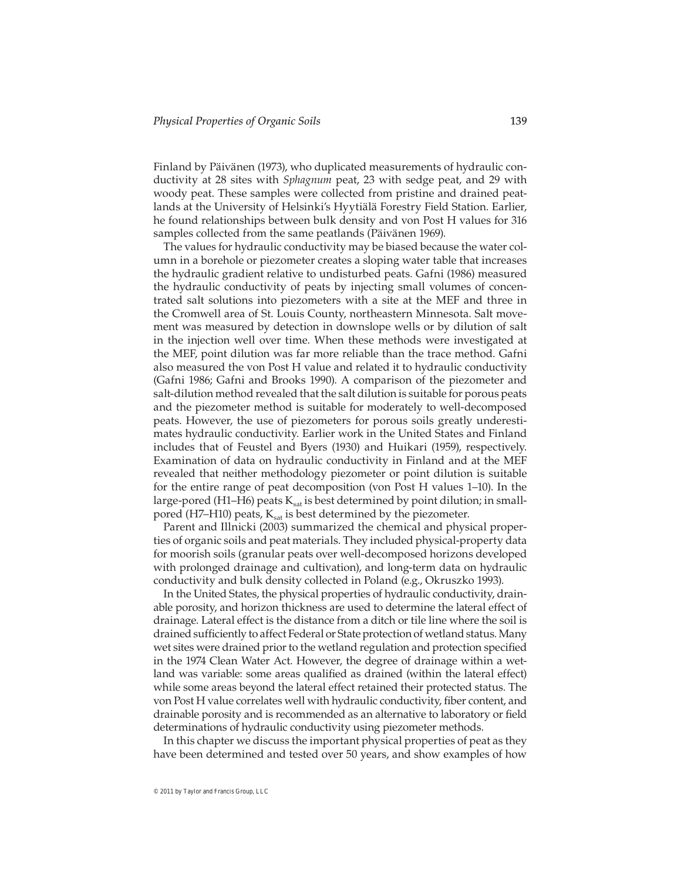Finland by Päivänen (1973), who duplicated measurements of hydraulic conductivity at 28 sites with *Sphagnum* peat, 23 with sedge peat, and 29 with woody peat. These samples were collected from pristine and drained peatlands at the University of Helsinki's Hyytiälä Forestry Field Station. Earlier, he found relationships between bulk density and von Post H values for 316 samples collected from the same peatlands (Päivänen 1969).

The values for hydraulic conductivity may be biased because the water column in a borehole or piezometer creates a sloping water table that increases the hydraulic gradient relative to undisturbed peats. Gafni (1986) measured the hydraulic conductivity of peats by injecting small volumes of concentrated salt solutions into piezometers with a site at the MEF and three in the Cromwell area of St. Louis County, northeastern Minnesota. Salt movement was measured by detection in downslope wells or by dilution of salt in the injection well over time. When these methods were investigated at the MEF, point dilution was far more reliable than the trace method. Gafni also measured the von Post H value and related it to hydraulic conductivity (Gafni 1986; Gafni and Brooks 1990). A comparison of the piezometer and salt-dilution method revealed that the salt dilution is suitable for porous peats and the piezometer method is suitable for moderately to well-decomposed peats. However, the use of piezometers for porous soils greatly underestimates hydraulic conductivity. Earlier work in the United States and Finland includes that of Feustel and Byers (1930) and Huikari (1959), respectively. Examination of data on hydraulic conductivity in Finland and at the MEF revealed that neither methodology piezometer or point dilution is suitable for the entire range of peat decomposition (von Post H values 1–10). In the large-pored (H1–H6) peats $K_{sat}$ is best determined by point dilution; in small-pored (H7–H10) peats, $K_{sat}$ is best determined by the piezometer.

Parent and Illnicki (2003) summarized the chemical and physical properties of organic soils and peat materials. They included physical-property data for moorish soils (granular peats over well-decomposed horizons developed with prolonged drainage and cultivation), and long-term data on hydraulic conductivity and bulk density collected in Poland (e.g., Okruszko 1993).

In the United States, the physical properties of hydraulic conductivity, drainable porosity, and horizon thickness are used to determine the lateral effect of drainage. Lateral effect is the distance from a ditch or tile line where the soil is drained sufficiently to affect Federal or State protection of wetland status. Many wet sites were drained prior to the wetland regulation and protection specified in the 1974 Clean Water Act. However, the degree of drainage within a wetland was variable: some areas qualified as drained (within the lateral effect) while some areas beyond the lateral effect retained their protected status. The von Post H value correlates well with hydraulic conductivity, fiber content, and drainable porosity and is recommended as an alternative to laboratory or field determinations of hydraulic conductivity using piezometer methods.

In this chapter we discuss the important physical properties of peat as they have been determined and tested over 50 years, and show examples of how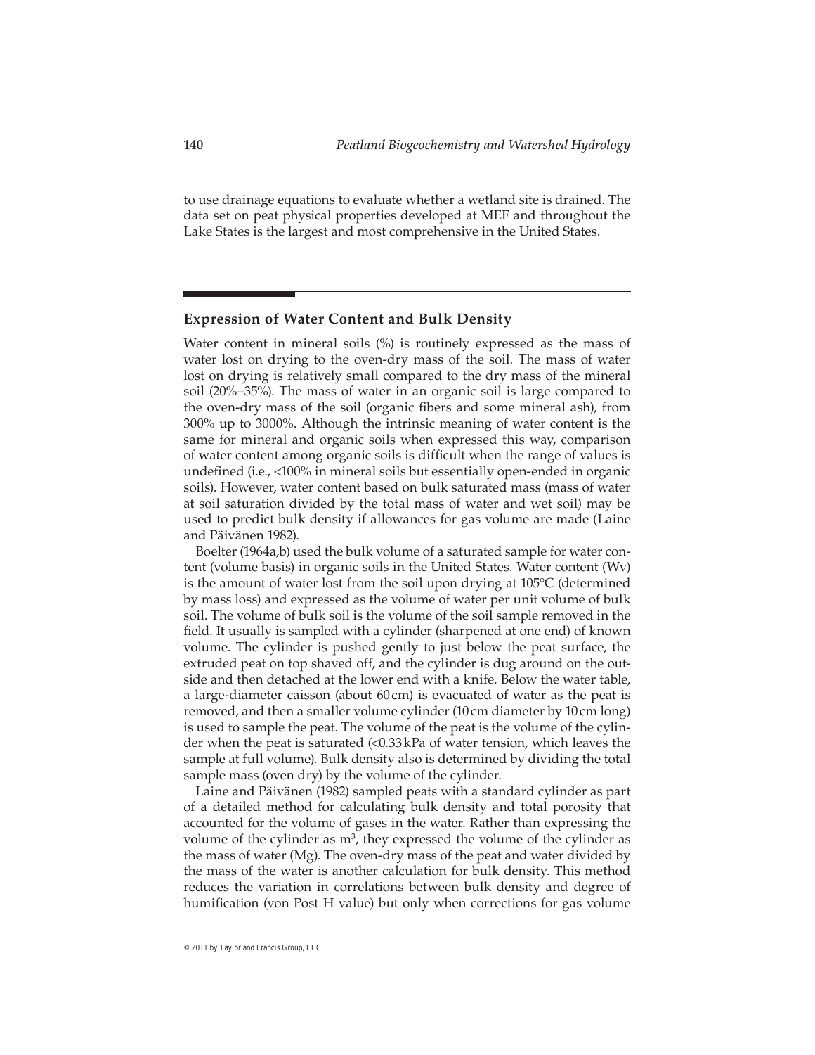to use drainage equations to evaluate whether a wetland site is drained. The data set on peat physical properties developed at MEF and throughout the Lake States is the largest and most comprehensive in the United States.

## Expression of Water Content and Bulk Density

Water content in mineral soils (%) is routinely expressed as the mass of water lost on drying to the oven-dry mass of the soil. The mass of water lost on drying is relatively small compared to the dry mass of the mineral soil (20%–35%). The mass of water in an organic soil is large compared to the oven-dry mass of the soil (organic fibers and some mineral ash), from 300% up to 3000%. Although the intrinsic meaning of water content is the same for mineral and organic soils when expressed this way, comparison of water content among organic soils is difficult when the range of values is undefined (i.e., <100% in mineral soils but essentially open-ended in organic soils). However, water content based on bulk saturated mass (mass of water at soil saturation divided by the total mass of water and wet soil) may be used to predict bulk density if allowances for gas volume are made (Laine and Päivänen 1982).

Boelter (1964a,b) used the bulk volume of a saturated sample for water content (volume basis) in organic soils in the United States. Water content (Wv) is the amount of water lost from the soil upon drying at 105°C (determined by mass loss) and expressed as the volume of water per unit volume of bulk soil. The volume of bulk soil is the volume of the soil sample removed in the field. It usually is sampled with a cylinder (sharpened at one end) of known volume. The cylinder is pushed gently to just below the peat surface, the extruded peat on top shaved off, and the cylinder is dug around on the outside and then detached at the lower end with a knife. Below the water table, a large-diameter caisson (about 60 cm) is evacuated of water as the peat is removed, and then a smaller volume cylinder (10 cm diameter by 10 cm long) is used to sample the peat. The volume of the peat is the volume of the cylinder when the peat is saturated (<0.33 kPa of water tension, which leaves the sample at full volume). Bulk density also is determined by dividing the total sample mass (oven dry) by the volume of the cylinder.

Laine and Päivänen (1982) sampled peats with a standard cylinder as part of a detailed method for calculating bulk density and total porosity that accounted for the volume of gases in the water. Rather than expressing the volume of the cylinder as $m^3$, they expressed the volume of the cylinder as the mass of water (Mg). The oven-dry mass of the peat and water divided by the mass of the water is another calculation for bulk density. This method reduces the variation in correlations between bulk density and degree of humification (von Post H value) but only when corrections for gas volume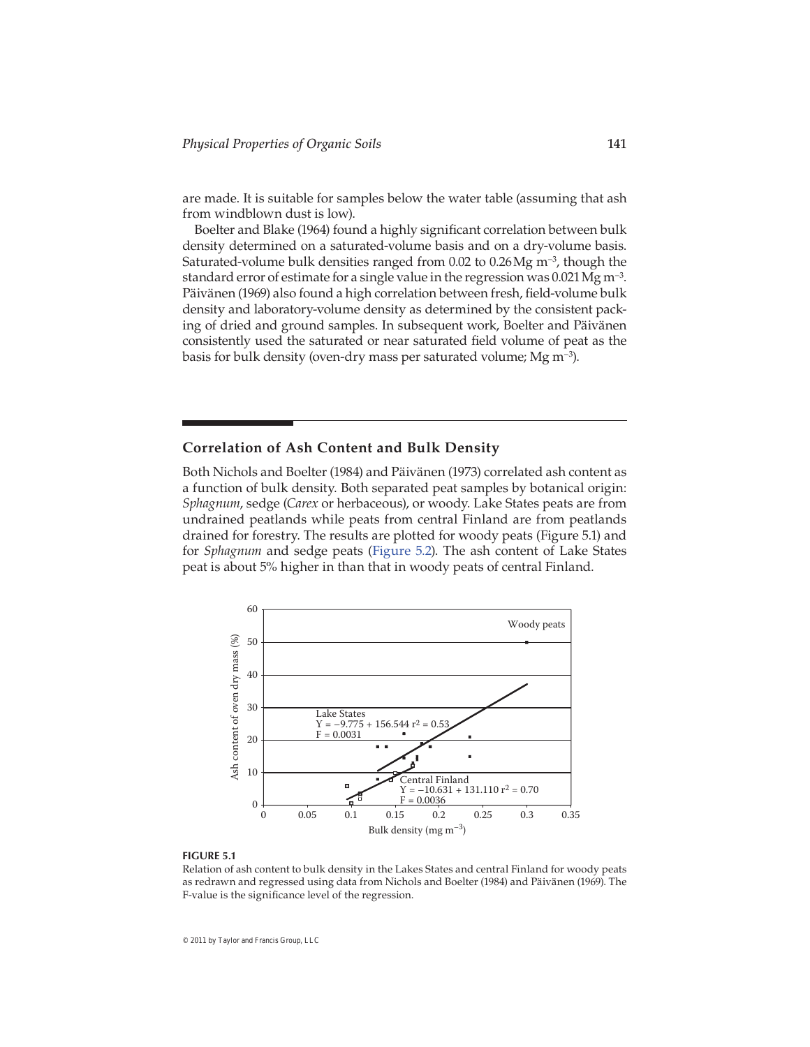are made. It is suitable for samples below the water table (assuming that ash from windblown dust is low).

Boelter and Blake (1964) found a highly significant correlation between bulk density determined on a saturated-volume basis and on a dry-volume basis. Saturated-volume bulk densities ranged from 0.02 to 0.26 Mg $m^{-3}$, though the standard error of estimate for a single value in the regression was 0.021 Mg $m^{-3}$. Päivänen (1969) also found a high correlation between fresh, field-volume bulk density and laboratory-volume density as determined by the consistent packing of dried and ground samples. In subsequent work, Boelter and Päivänen consistently used the saturated or near saturated field volume of peat as the basis for bulk density (oven-dry mass per saturated volume; Mg $m^{-3}$).

## Correlation of Ash Content and Bulk Density

Both Nichols and Boelter (1984) and Päivänen (1973) correlated ash content as a function of bulk density. Both separated peat samples by botanical origin: *Sphagnum*, sedge (*Carex* or herbaceous), or woody. Lake States peats are from undrained peatlands while peats from central Finland are from peatlands drained for forestry. The results are plotted for woody peats (Figure 5.1) and for *Sphagnum* and sedge peats (Figure 5.2). The ash content of Lake States peat is about 5% higher in than that in woody peats of central Finland.

**FIGURE 5.1**
Relation of ash content to bulk density in the Lakes States and central Finland for woody peats as redrawn and regressed using data from Nichols and Boelter (1984) and Päivänen (1969). The F-value is the significance level of the regression.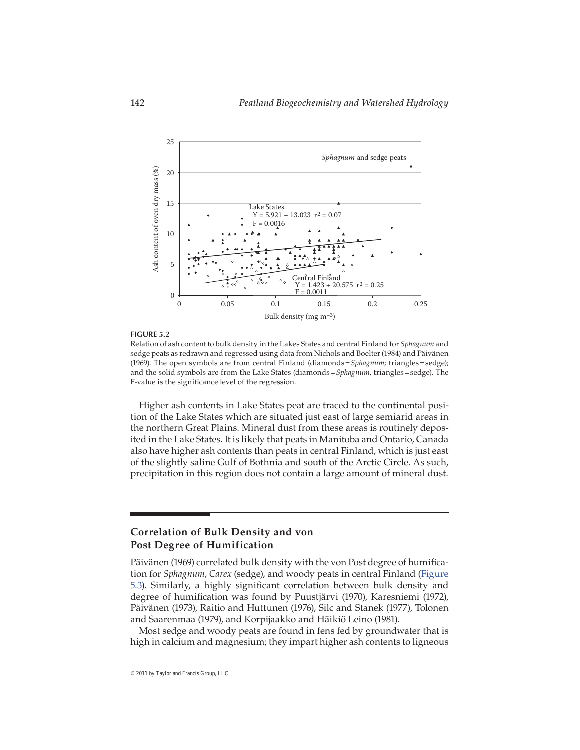**FIGURE 5.2**

Relation of ash content to bulk density in the Lakes States and central Finland for *Sphagnum* and sedge peats as redrawn and regressed using data from Nichols and Boelter (1984) and Päivänen (1969). The open symbols are from central Finland (diamonds = *Sphagnum*; triangles = sedge); and the solid symbols are from the Lake States (diamonds = *Sphagnum*, triangles = sedge). The F-value is the significance level of the regression.

Higher ash contents in Lake States peat are traced to the continental position of the Lake States which are situated just east of large semiarid areas in the northern Great Plains. Mineral dust from these areas is routinely deposited in the Lake States. It is likely that peats in Manitoba and Ontario, Canada also have higher ash contents than peats in central Finland, which is just east of the slightly saline Gulf of Bothnia and south of the Arctic Circle. As such, precipitation in this region does not contain a large amount of mineral dust.

## Correlation of Bulk Density and von Post Degree of Humification

Päivänen (1969) correlated bulk density with the von Post degree of humification for *Sphagnum*, *Carex* (sedge), and woody peats in central Finland (Figure 5.3). Similarly, a highly significant correlation between bulk density and degree of humification was found by Puustjärvi (1970), Karesniemi (1972), Päivänen (1973), Raitio and Huttunen (1976), Silc and Stanek (1977), Tolonen and Saarenmaa (1979), and Korpijaakko and Häikiö Leino (1981).

Most sedge and woody peats are found in fens fed by groundwater that is high in calcium and magnesium; they impart higher ash contents to ligneous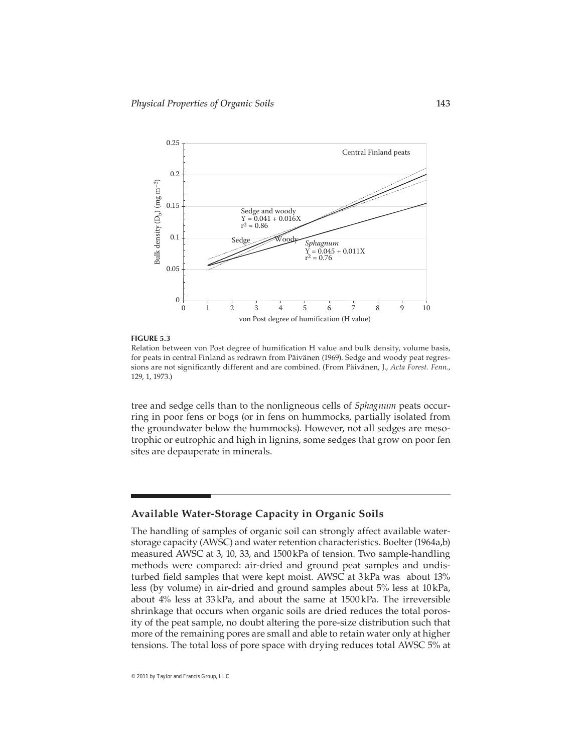**FIGURE 5.3**
Relation between von Post degree of humification H value and bulk density, volume basis, for peats in central Finland as redrawn from Päivänen (1969). Sedge and woody peat regressions are not significantly different and are combined. (From Päivänen, J., *Acta Forest. Fenn.*, 129, 1, 1973.)

tree and sedge cells than to the nonligneous cells of *Sphagnum* peats occurring in poor fens or bogs (or in fens on hummocks, partially isolated from the groundwater below the hummocks). However, not all sedges are mesotrophic or eutrophic and high in lignins, some sedges that grow on poor fen sites are depauperate in minerals.

## Available Water-Storage Capacity in Organic Soils

The handling of samples of organic soil can strongly affect available water-storage capacity (AWSC) and water retention characteristics. Boelter (1964a,b) measured AWSC at 3, 10, 33, and 1500 kPa of tension. Two sample-handling methods were compared: air-dried and ground peat samples and undisturbed field samples that were kept moist. AWSC at 3 kPa was about 13% less (by volume) in air-dried and ground samples about 5% less at 10 kPa, about 4% less at 33 kPa, and about the same at 1500 kPa. The irreversible shrinkage that occurs when organic soils are dried reduces the total porosity of the peat sample, no doubt altering the pore-size distribution such that more of the remaining pores are small and able to retain water only at higher tensions. The total loss of pore space with drying reduces total AWSC 5% at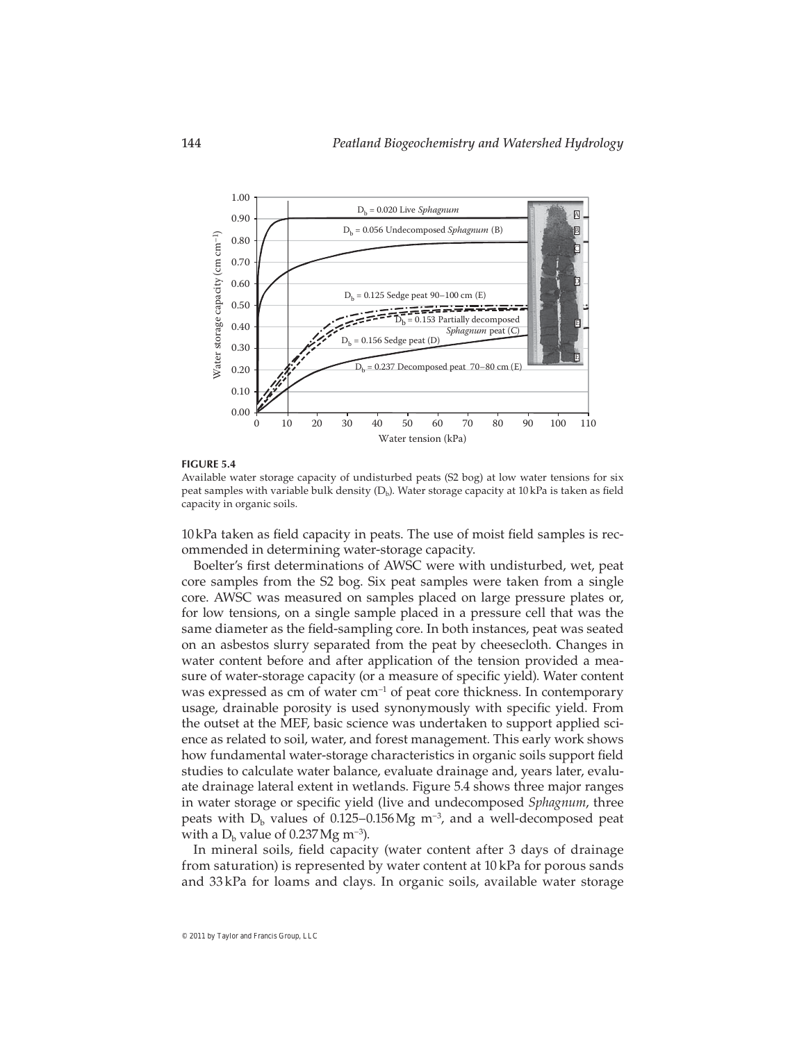**FIGURE 5.4**

Available water storage capacity of undisturbed peats (S2 bog) at low water tensions for six peat samples with variable bulk density ($D_b$). Water storage capacity at 10 kPa is taken as field capacity in organic soils.

10 kPa taken as field capacity in peats. The use of moist field samples is recommended in determining water-storage capacity.

Boelter's first determinations of AWSC were with undisturbed, wet, peat core samples from the S2 bog. Six peat samples were taken from a single core. AWSC was measured on samples placed on large pressure plates or, for low tensions, on a single sample placed in a pressure cell that was the same diameter as the field-sampling core. In both instances, peat was seated on an asbestos slurry separated from the peat by cheesecloth. Changes in water content before and after application of the tension provided a measure of water-storage capacity (or a measure of specific yield). Water content was expressed as cm of water $cm^{-1}$ of peat core thickness. In contemporary usage, drainable porosity is used synonymously with specific yield. From the outset at the MEF, basic science was undertaken to support applied science as related to soil, water, and forest management. This early work shows how fundamental water-storage characteristics in organic soils support field studies to calculate water balance, evaluate drainage and, years later, evaluate drainage lateral extent in wetlands. Figure 5.4 shows three major ranges in water storage or specific yield (live and undecomposed *Sphagnum*, three peats with $D_b$ values of 0.125–0.156 Mg $m^{-3}$, and a well-decomposed peat with a $D_b$ value of 0.237 Mg $m^{-3}$).

In mineral soils, field capacity (water content after 3 days of drainage from saturation) is represented by water content at 10 kPa for porous sands and 33 kPa for loams and clays. In organic soils, available water storage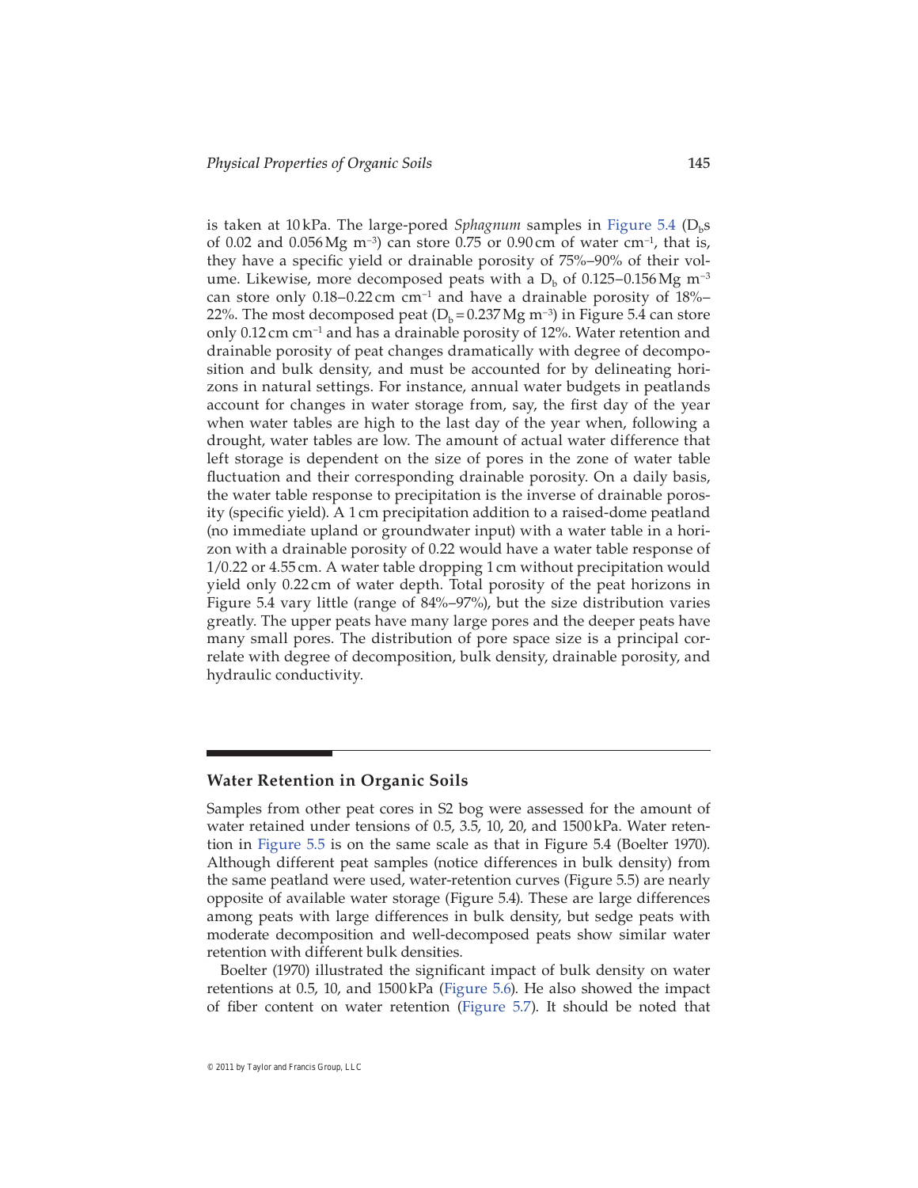is taken at 10 kPa. The large-pored *Sphagnum* samples in Figure 5.4 ($D_b$s of 0.02 and 0.056 Mg $m^{-3}$) can store 0.75 or 0.90 cm of water $cm^{-1}$, that is, they have a specific yield or drainable porosity of 75%–90% of their volume. Likewise, more decomposed peats with a $D_b$ of 0.125–0.156 Mg $m^{-3}$ can store only 0.18–0.22 cm $cm^{-1}$ and have a drainable porosity of 18%–22%. The most decomposed peat ($D_b$ = 0.237 Mg $m^{-3}$) in Figure 5.4 can store only 0.12 cm $cm^{-1}$ and has a drainable porosity of 12%. Water retention and drainable porosity of peat changes dramatically with degree of decomposition and bulk density, and must be accounted for by delineating horizons in natural settings. For instance, annual water budgets in peatlands account for changes in water storage from, say, the first day of the year when water tables are high to the last day of the year when, following a drought, water tables are low. The amount of actual water difference that left storage is dependent on the size of pores in the zone of water table fluctuation and their corresponding drainable porosity. On a daily basis, the water table response to precipitation is the inverse of drainable porosity (specific yield). A 1 cm precipitation addition to a raised-dome peatland (no immediate upland or groundwater input) with a water table in a horizon with a drainable porosity of 0.22 would have a water table response of 1/0.22 or 4.55 cm. A water table dropping 1 cm without precipitation would yield only 0.22 cm of water depth. Total porosity of the peat horizons in Figure 5.4 vary little (range of 84%–97%), but the size distribution varies greatly. The upper peats have many large pores and the deeper peats have many small pores. The distribution of pore space size is a principal correlate with degree of decomposition, bulk density, drainable porosity, and hydraulic conductivity.

## Water Retention in Organic Soils

Samples from other peat cores in S2 bog were assessed for the amount of water retained under tensions of 0.5, 3.5, 10, 20, and 1500 kPa. Water retention in Figure 5.5 is on the same scale as that in Figure 5.4 (Boelter 1970). Although different peat samples (notice differences in bulk density) from the same peatland were used, water-retention curves (Figure 5.5) are nearly opposite of available water storage (Figure 5.4). These are large differences among peats with large differences in bulk density, but sedge peats with moderate decomposition and well-decomposed peats show similar water retention with different bulk densities.

Boelter (1970) illustrated the significant impact of bulk density on water retentions at 0.5, 10, and 1500 kPa (Figure 5.6). He also showed the impact of fiber content on water retention (Figure 5.7). It should be noted that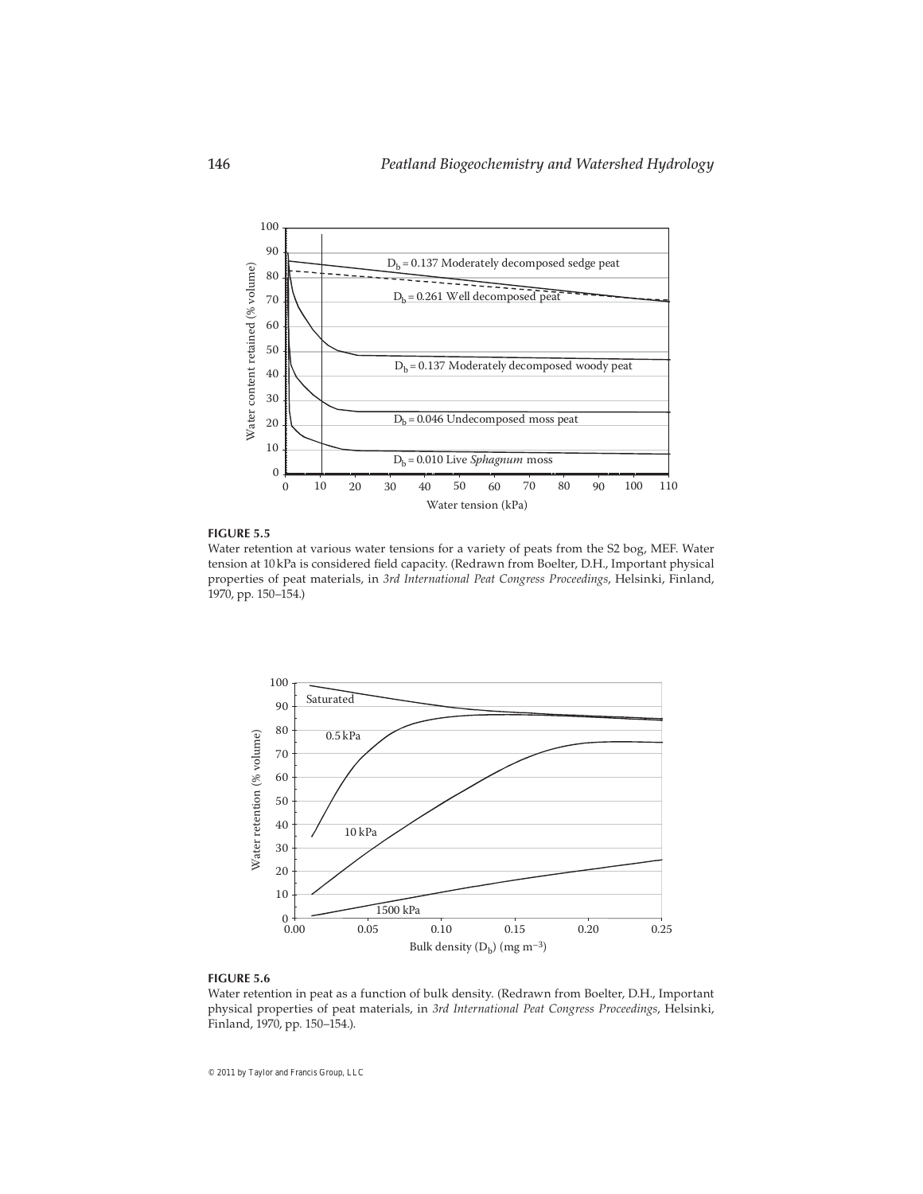**FIGURE 5.5**
Water retention at various water tensions for a variety of peats from the S2 bog, MEF. Water tension at 10 kPa is considered field capacity. (Redrawn from Boelter, D.H., Important physical properties of peat materials, in *3rd International Peat Congress Proceedings*, Helsinki, Finland, 1970, pp. 150–154.)

**FIGURE 5.6**
Water retention in peat as a function of bulk density. (Redrawn from Boelter, D.H., Important physical properties of peat materials, in *3rd International Peat Congress Proceedings*, Helsinki, Finland, 1970, pp. 150–154.).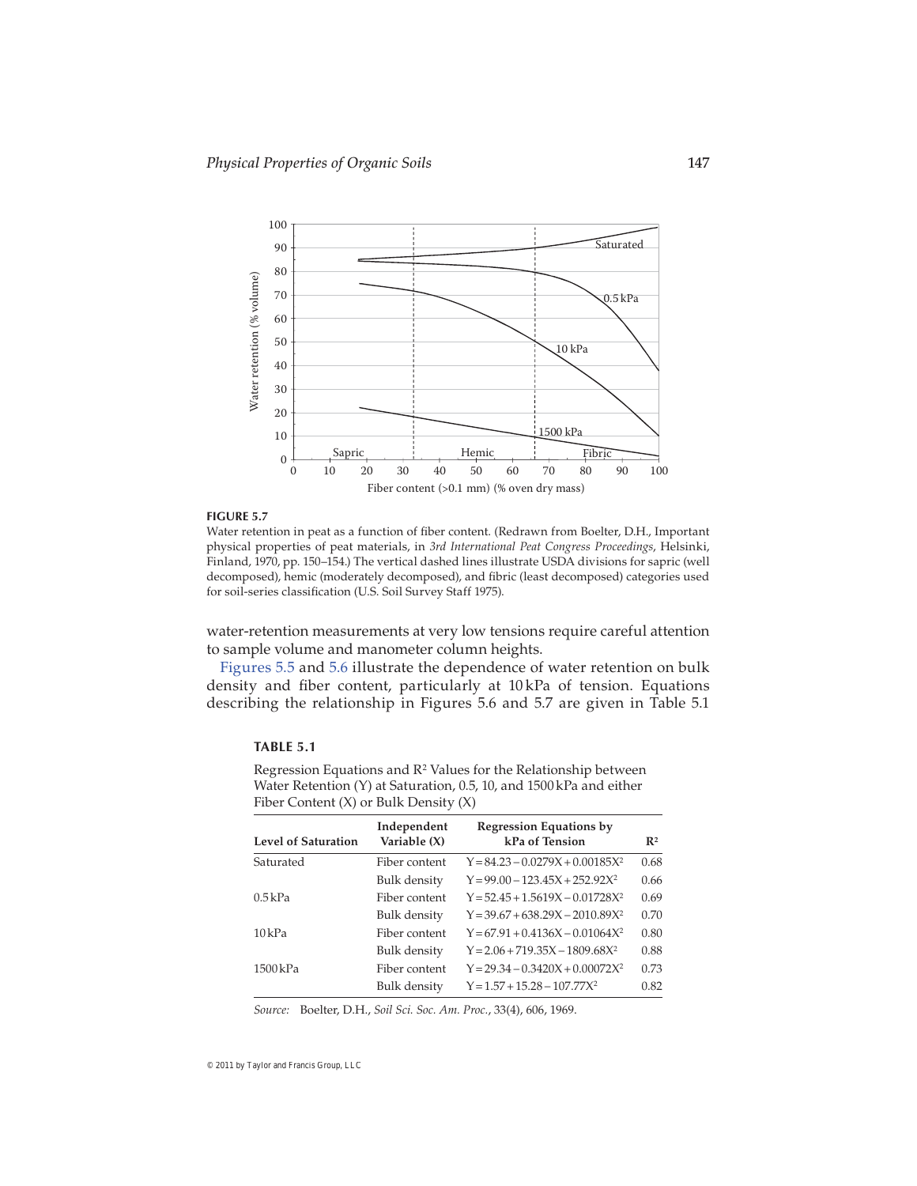**FIGURE 5.7**
Water retention in peat as a function of fiber content. (Redrawn from Boelter, D.H., Important physical properties of peat materials, in *3rd International Peat Congress Proceedings*, Helsinki, Finland, 1970, pp. 150–154.) The vertical dashed lines illustrate USDA divisions for sapric (well decomposed), hemic (moderately decomposed), and fibric (least decomposed) categories used for soil-series classification (U.S. Soil Survey Staff 1975).

water-retention measurements at very low tensions require careful attention to sample volume and manometer column heights.

Figures 5.5 and 5.6 illustrate the dependence of water retention on bulk density and fiber content, particularly at 10 kPa of tension. Equations describing the relationship in Figures 5.6 and 5.7 are given in Table 5.1

**TABLE 5.1**

Regression Equations and $R^2$ Values for the Relationship between Water Retention (Y) at Saturation, 0.5, 10, and 1500 kPa and either Fiber Content (X) or Bulk Density (X)

| Level of Saturation | Independent Variable (X) | Regression Equations by kPa of Tension | $R^2$ |
|---|---|---|---|
| Saturated | Fiber content | $Y = 84.23 - 0.0279X + 0.00185X^2$ | 0.68 |
| | Bulk density | $Y = 99.00 - 123.45X + 252.92X^2$ | 0.66 |
| 0.5 kPa | Fiber content | $Y = 52.45 + 1.5619X - 0.01728X^2$ | 0.69 |
| | Bulk density | $Y = 39.67 + 638.29X - 2010.89X^2$ | 0.70 |
| 10 kPa | Fiber content | $Y = 67.91 + 0.4136X - 0.01064X^2$ | 0.80 |
| | Bulk density | $Y = 2.06 + 719.35X - 1809.68X^2$ | 0.88 |
| 1500 kPa | Fiber content | $Y = 29.34 - 0.3420X + 0.00072X^2$ | 0.73 |
| | Bulk density | $Y = 1.57 + 15.28 - 107.77X^2$ | 0.82 |

*Source:* Boelter, D.H., *Soil Sci. Soc. Am. Proc.*, 33(4), 606, 1969.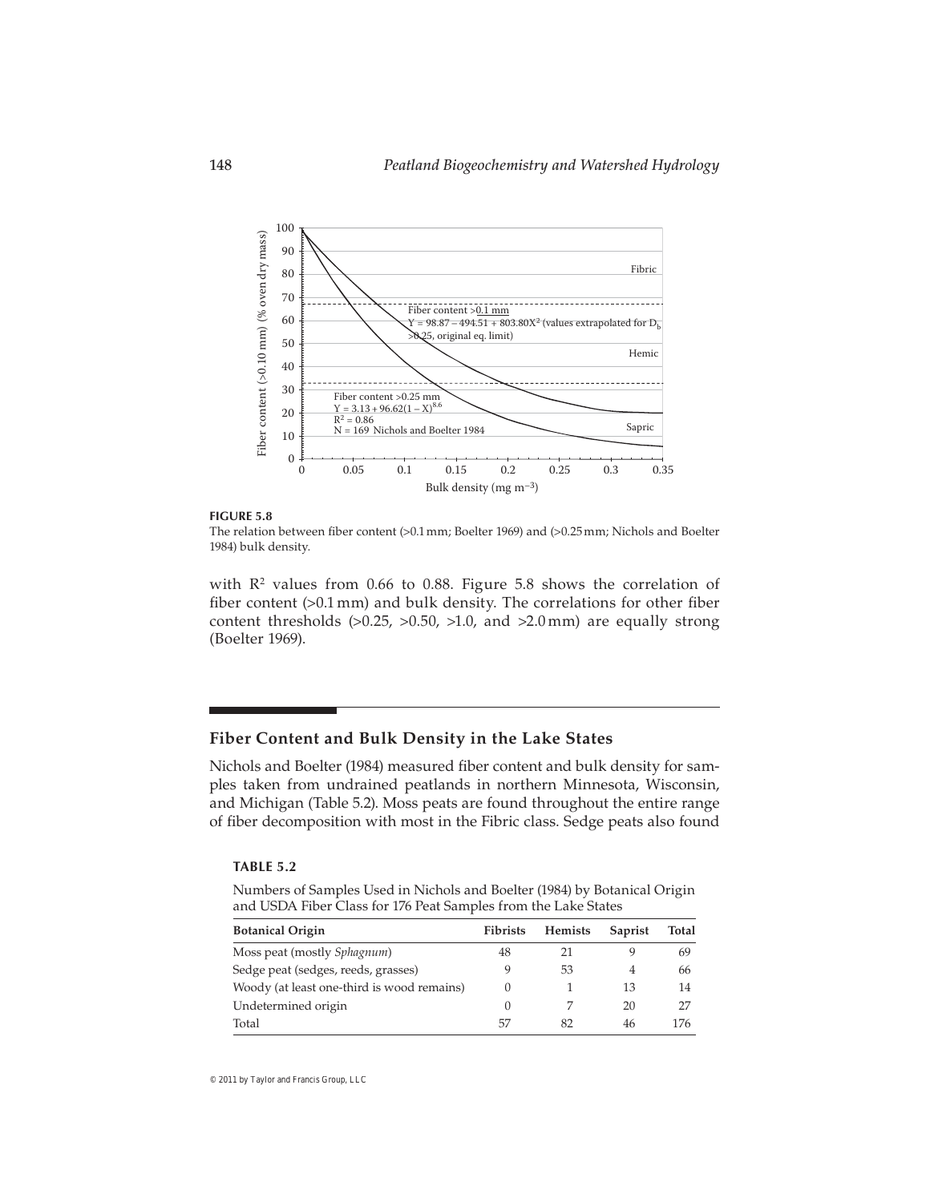**FIGURE 5.8**
The relation between fiber content (>0.1 mm; Boelter 1969) and (>0.25 mm; Nichols and Boelter 1984) bulk density.

with $R^2$ values from 0.66 to 0.88. Figure 5.8 shows the correlation of fiber content (>0.1 mm) and bulk density. The correlations for other fiber content thresholds (>0.25, >0.50, >1.0, and >2.0 mm) are equally strong (Boelter 1969).

## Fiber Content and Bulk Density in the Lake States

Nichols and Boelter (1984) measured fiber content and bulk density for samples taken from undrained peatlands in northern Minnesota, Wisconsin, and Michigan (Table 5.2). Moss peats are found throughout the entire range of fiber decomposition with most in the Fibric class. Sedge peats also found

**TABLE 5.2**

Numbers of Samples Used in Nichols and Boelter (1984) by Botanical Origin and USDA Fiber Class for 176 Peat Samples from the Lake States

| Botanical Origin | Fibrists | Hemists | Saprist | Total |
|---|---|---|---|---|
| Moss peat (mostly *Sphagnum*) | 48 | 21 | 9 | 69 |
| Sedge peat (sedges, reeds, grasses) | 9 | 53 | 4 | 66 |
| Woody (at least one-third is wood remains) | 0 | 1 | 13 | 14 |
| Undetermined origin | 0 | 7 | 20 | 27 |
| Total | 57 | 82 | 46 | 176 |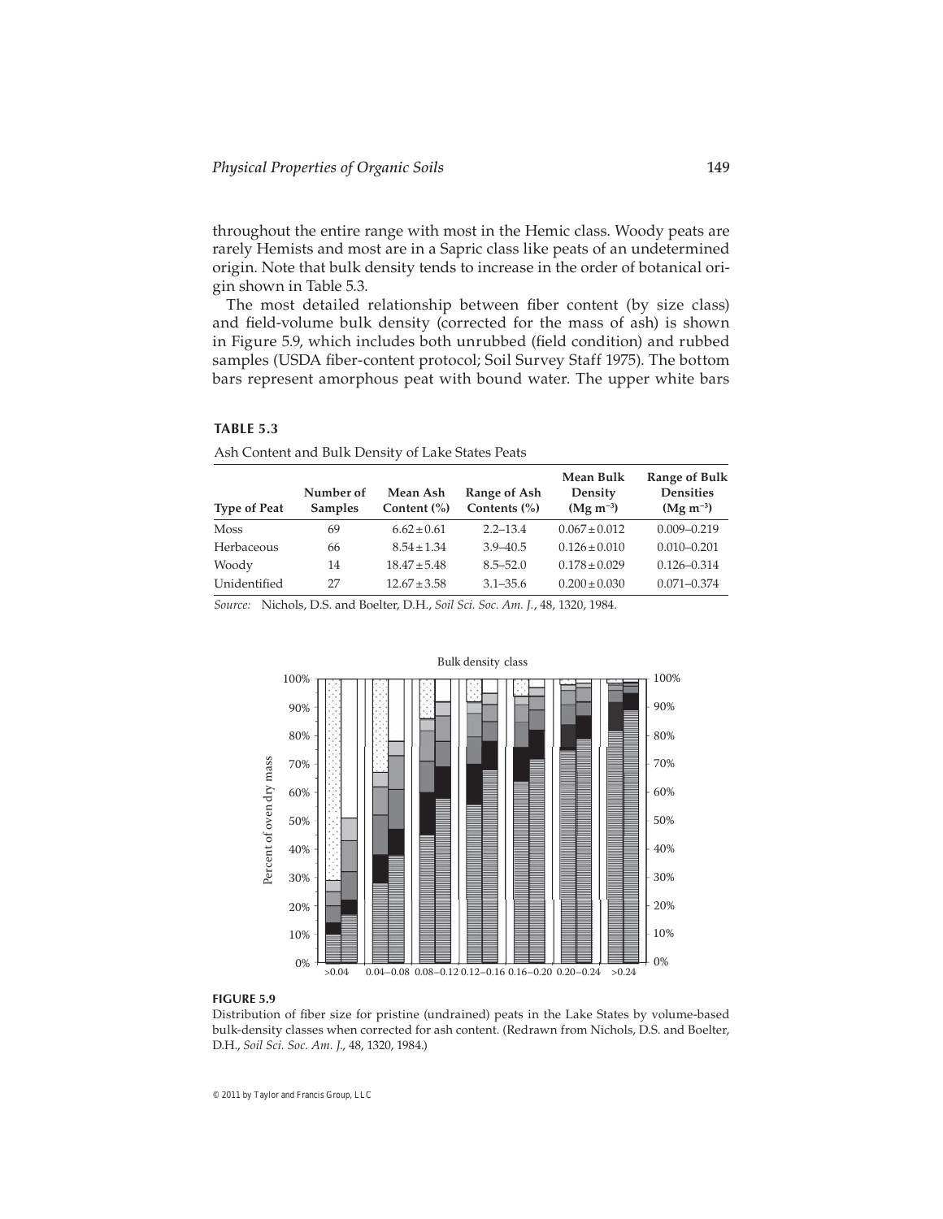throughout the entire range with most in the Hemic class. Woody peats are rarely Hemists and most are in a Sapric class like peats of an undetermined origin. Note that bulk density tends to increase in the order of botanical origin shown in Table 5.3.

The most detailed relationship between fiber content (by size class) and field-volume bulk density (corrected for the mass of ash) is shown in Figure 5.9, which includes both unrubbed (field condition) and rubbed samples (USDA fiber-content protocol; Soil Survey Staff 1975). The bottom bars represent amorphous peat with bound water. The upper white bars

**TABLE 5.3**

Ash Content and Bulk Density of Lake States Peats

| Type of Peat | Number of Samples | Mean Ash Content (%) | Range of Ash Contents (%) | Mean Bulk Density ($Mg\ m^{-3}$) | Range of Bulk Densities ($Mg\ m^{-3}$) |
|---|---|---|---|---|---|
| Moss | 69 | $6.62 \pm 0.61$ | 2.2–13.4 | $0.067 \pm 0.012$ | 0.009–0.219 |
| Herbaceous | 66 | $8.54 \pm 1.34$ | 3.9–40.5 | $0.126 \pm 0.010$ | 0.010–0.201 |
| Woody | 14 | $18.47 \pm 5.48$ | 8.5–52.0 | $0.178 \pm 0.029$ | 0.126–0.314 |
| Unidentified | 27 | $12.67 \pm 3.58$ | 3.1–35.6 | $0.200 \pm 0.030$ | 0.071–0.374 |

*Source:* Nichols, D.S. and Boelter, D.H., *Soil Sci. Soc. Am. J.*, 48, 1320, 1984.

**FIGURE 5.9**

Distribution of fiber size for pristine (undrained) peats in the Lake States by volume-based bulk-density classes when corrected for ash content. (Redrawn from Nichols, D.S. and Boelter, D.H., *Soil Sci. Soc. Am. J.*, 48, 1320, 1984.)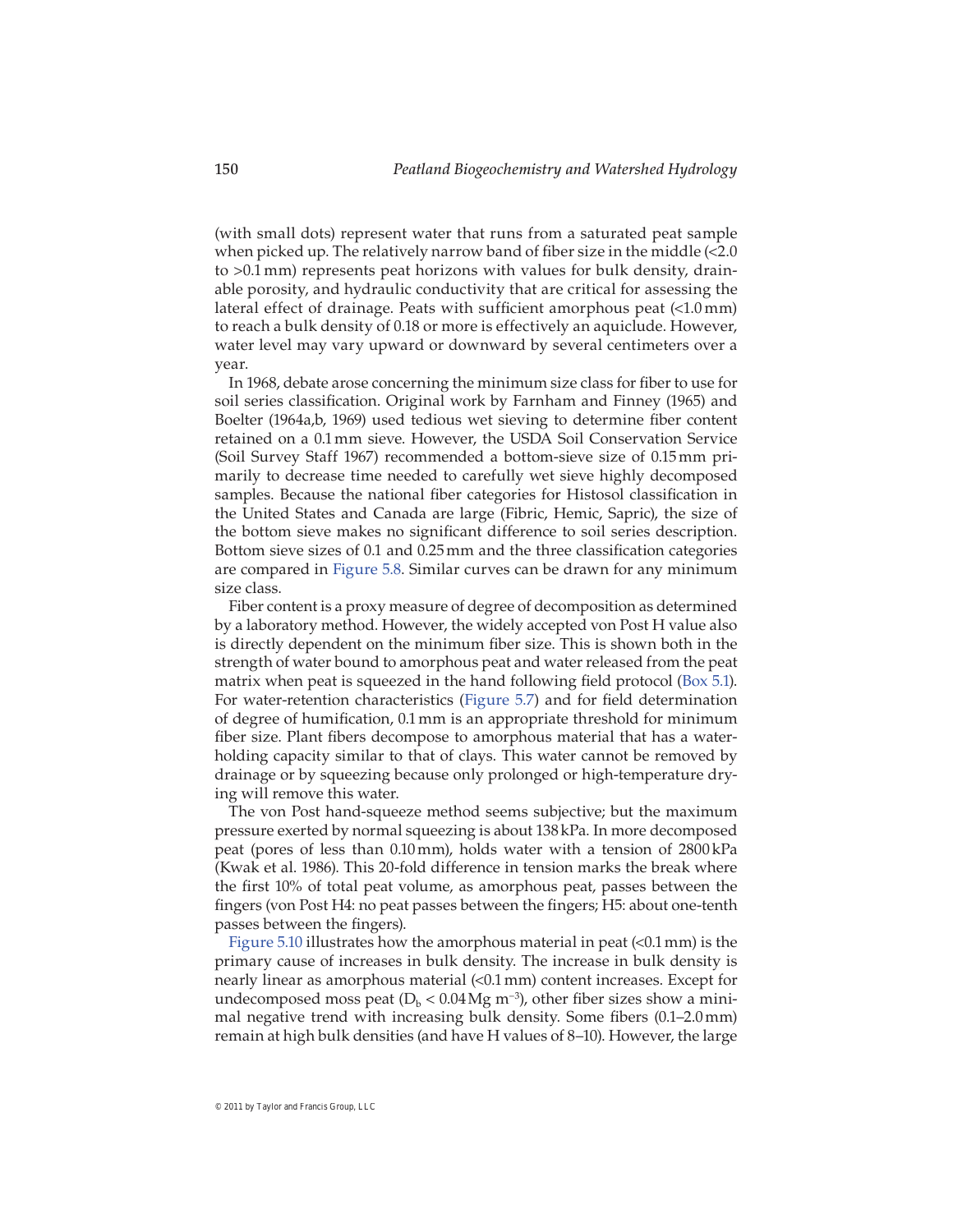(with small dots) represent water that runs from a saturated peat sample when picked up. The relatively narrow band of fiber size in the middle (<2.0 to >0.1 mm) represents peat horizons with values for bulk density, drainable porosity, and hydraulic conductivity that are critical for assessing the lateral effect of drainage. Peats with sufficient amorphous peat (<1.0 mm) to reach a bulk density of 0.18 or more is effectively an aquiclude. However, water level may vary upward or downward by several centimeters over a year.

In 1968, debate arose concerning the minimum size class for fiber to use for soil series classification. Original work by Farnham and Finney (1965) and Boelter (1964a,b, 1969) used tedious wet sieving to determine fiber content retained on a 0.1 mm sieve. However, the USDA Soil Conservation Service (Soil Survey Staff 1967) recommended a bottom-sieve size of 0.15 mm primarily to decrease time needed to carefully wet sieve highly decomposed samples. Because the national fiber categories for Histosol classification in the United States and Canada are large (Fibric, Hemic, Sapric), the size of the bottom sieve makes no significant difference to soil series description. Bottom sieve sizes of 0.1 and 0.25 mm and the three classification categories are compared in Figure 5.8. Similar curves can be drawn for any minimum size class.

Fiber content is a proxy measure of degree of decomposition as determined by a laboratory method. However, the widely accepted von Post H value also is directly dependent on the minimum fiber size. This is shown both in the strength of water bound to amorphous peat and water released from the peat matrix when peat is squeezed in the hand following field protocol (Box 5.1). For water-retention characteristics (Figure 5.7) and for field determination of degree of humification, 0.1 mm is an appropriate threshold for minimum fiber size. Plant fibers decompose to amorphous material that has a water-holding capacity similar to that of clays. This water cannot be removed by drainage or by squeezing because only prolonged or high-temperature drying will remove this water.

The von Post hand-squeeze method seems subjective; but the maximum pressure exerted by normal squeezing is about 138 kPa. In more decomposed peat (pores of less than 0.10 mm), holds water with a tension of 2800 kPa (Kwak et al. 1986). This 20-fold difference in tension marks the break where the first 10% of total peat volume, as amorphous peat, passes between the fingers (von Post H4: no peat passes between the fingers; H5: about one-tenth passes between the fingers).

Figure 5.10 illustrates how the amorphous material in peat (<0.1 mm) is the primary cause of increases in bulk density. The increase in bulk density is nearly linear as amorphous material (<0.1 mm) content increases. Except for undecomposed moss peat ($D_b < 0.04\,\mathrm{Mg\ m^{-3}}$), other fiber sizes show a minimal negative trend with increasing bulk density. Some fibers (0.1–2.0 mm) remain at high bulk densities (and have H values of 8–10). However, the large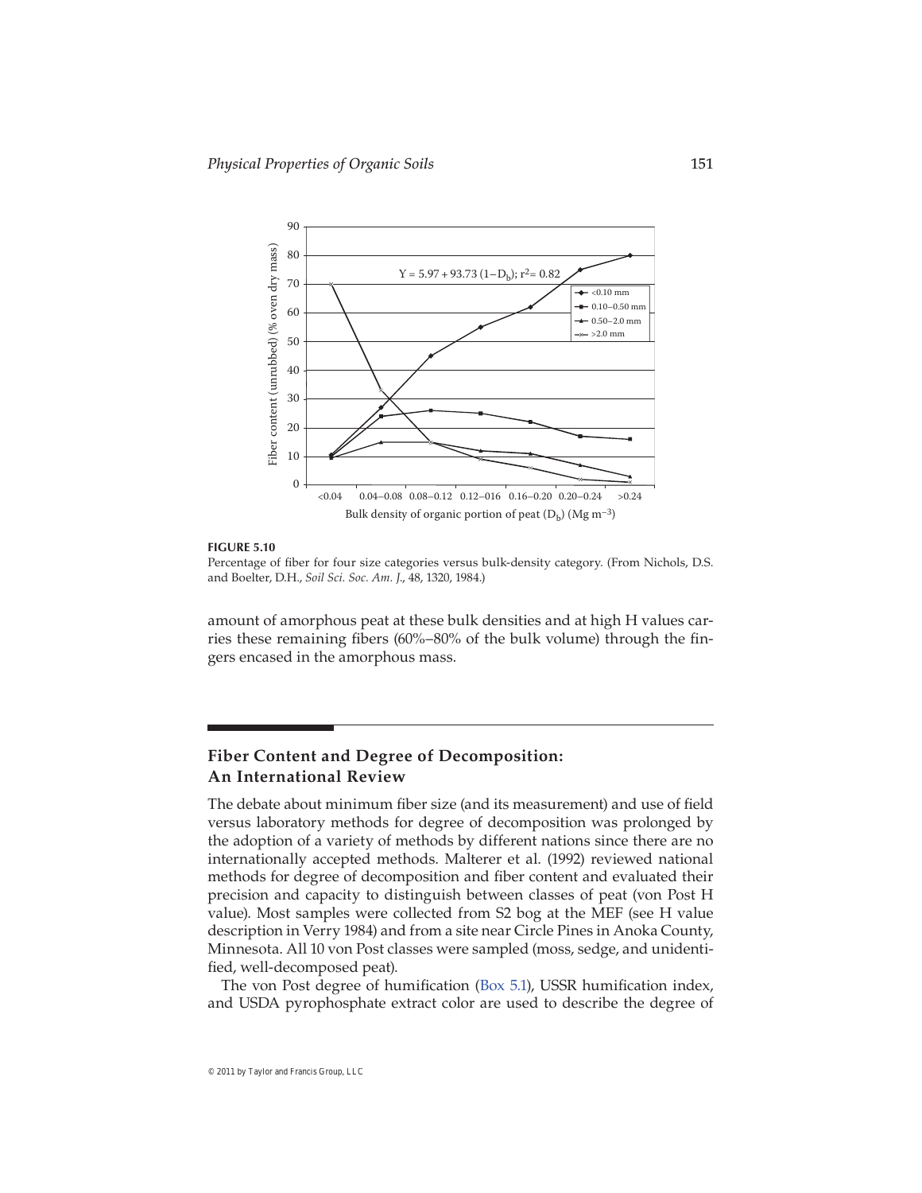**FIGURE 5.10**

Percentage of fiber for four size categories versus bulk-density category. (From Nichols, D.S. and Boelter, D.H., *Soil Sci. Soc. Am. J.*, 48, 1320, 1984.)

amount of amorphous peat at these bulk densities and at high H values carries these remaining fibers (60%–80% of the bulk volume) through the fingers encased in the amorphous mass.

## Fiber Content and Degree of Decomposition: An International Review

The debate about minimum fiber size (and its measurement) and use of field versus laboratory methods for degree of decomposition was prolonged by the adoption of a variety of methods by different nations since there are no internationally accepted methods. Malterer et al. (1992) reviewed national methods for degree of decomposition and fiber content and evaluated their precision and capacity to distinguish between classes of peat (von Post H value). Most samples were collected from S2 bog at the MEF (see H value description in Verry 1984) and from a site near Circle Pines in Anoka County, Minnesota. All 10 von Post classes were sampled (moss, sedge, and unidentified, well-decomposed peat).

The von Post degree of humification (Box 5.1), USSR humification index, and USDA pyrophosphate extract color are used to describe the degree of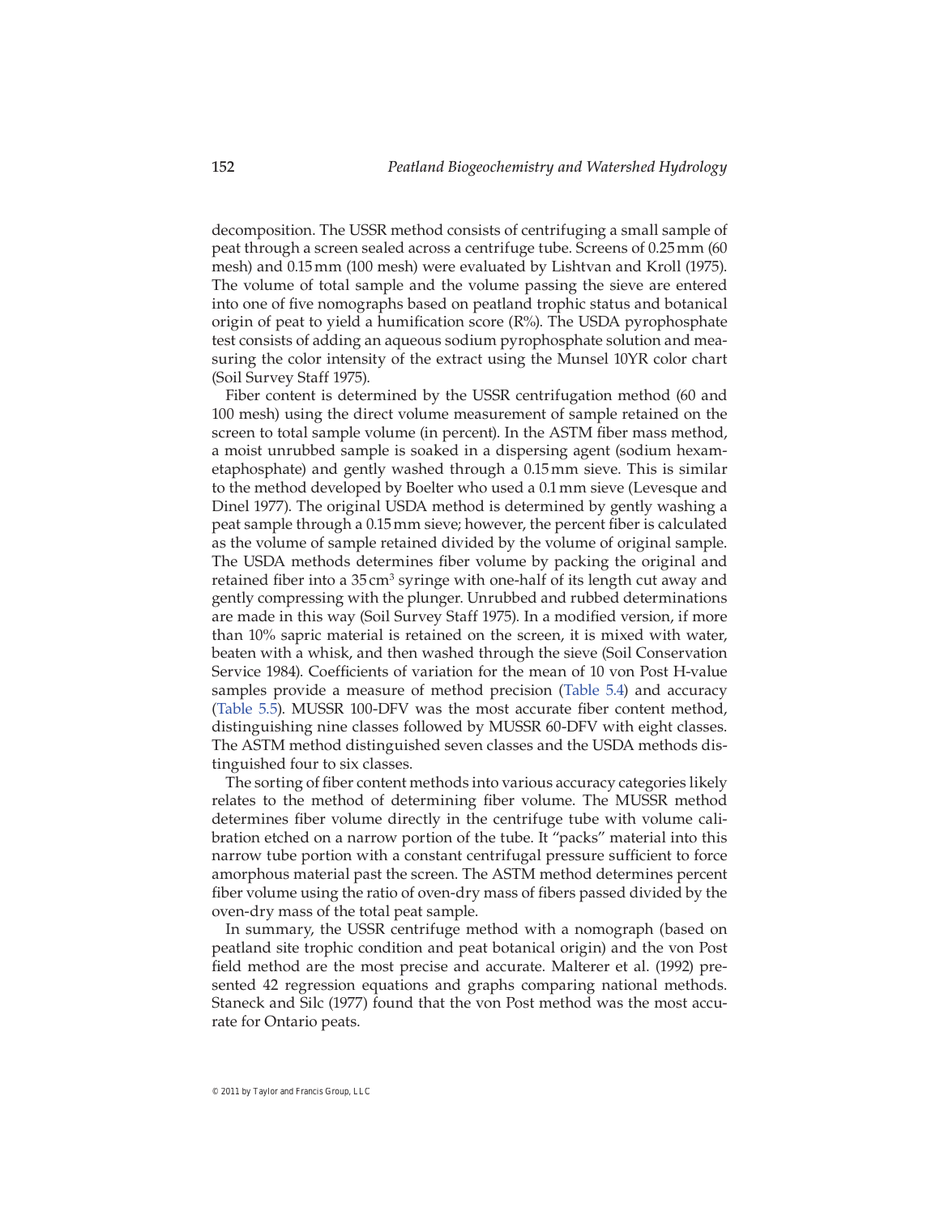decomposition. The USSR method consists of centrifuging a small sample of peat through a screen sealed across a centrifuge tube. Screens of 0.25 mm (60 mesh) and 0.15 mm (100 mesh) were evaluated by Lishtvan and Kroll (1975). The volume of total sample and the volume passing the sieve are entered into one of five nomographs based on peatland trophic status and botanical origin of peat to yield a humification score (R%). The USDA pyrophosphate test consists of adding an aqueous sodium pyrophosphate solution and measuring the color intensity of the extract using the Munsel 10YR color chart (Soil Survey Staff 1975).

Fiber content is determined by the USSR centrifugation method (60 and 100 mesh) using the direct volume measurement of sample retained on the screen to total sample volume (in percent). In the ASTM fiber mass method, a moist unrubbed sample is soaked in a dispersing agent (sodium hexametaphosphate) and gently washed through a 0.15 mm sieve. This is similar to the method developed by Boelter who used a 0.1 mm sieve (Levesque and Dinel 1977). The original USDA method is determined by gently washing a peat sample through a 0.15 mm sieve; however, the percent fiber is calculated as the volume of sample retained divided by the volume of original sample. The USDA methods determines fiber volume by packing the original and retained fiber into a 35 $cm^3$ syringe with one-half of its length cut away and gently compressing with the plunger. Unrubbed and rubbed determinations are made in this way (Soil Survey Staff 1975). In a modified version, if more than 10% sapric material is retained on the screen, it is mixed with water, beaten with a whisk, and then washed through the sieve (Soil Conservation Service 1984). Coefficients of variation for the mean of 10 von Post H-value samples provide a measure of method precision (Table 5.4) and accuracy (Table 5.5). MUSSR 100-DFV was the most accurate fiber content method, distinguishing nine classes followed by MUSSR 60-DFV with eight classes. The ASTM method distinguished seven classes and the USDA methods distinguished four to six classes.

The sorting of fiber content methods into various accuracy categories likely relates to the method of determining fiber volume. The MUSSR method determines fiber volume directly in the centrifuge tube with volume calibration etched on a narrow portion of the tube. It "packs" material into this narrow tube portion with a constant centrifugal pressure sufficient to force amorphous material past the screen. The ASTM method determines percent fiber volume using the ratio of oven-dry mass of fibers passed divided by the oven-dry mass of the total peat sample.

In summary, the USSR centrifuge method with a nomograph (based on peatland site trophic condition and peat botanical origin) and the von Post field method are the most precise and accurate. Malterer et al. (1992) presented 42 regression equations and graphs comparing national methods. Staneck and Silc (1977) found that the von Post method was the most accurate for Ontario peats.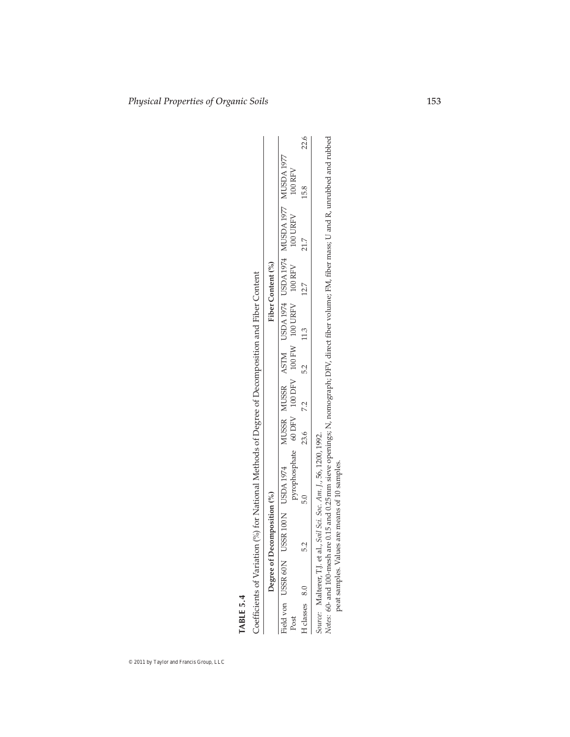**TABLE 5.4**

Coefficients of Variation (%) for National Methods of Degree of Decomposition and Fiber Content

| Degree of Decomposition (%) | | | | Fiber Content (%) | | | | | | |
|---|---|---|---|---|---|---|---|---|---|---|
| Field von Post | USSR 60 N | USSR 100 N | USDA 1974 pyrophosphate | MUSSR 60 DFV | MUSSR 100 DFV | ASTM 100 FW | USDA 1974 100 URFV | USDA 1974 100 RFV | MUSDA 1977 100 URFV | MUSDA 1977 100 RFV |
| H classes 8.0 | | 5.2 | 5.0 | 23.6 | 7.2 | 5.2 | 11.3 | 12.7 | 21.7 | 15.8 | 22.6 |

*Source:* Malterer, T.J. et al., *Soil Sci. Soc. Am. J.*, 56, 1200, 1992.

*Notes:* 60- and 100-mesh are 0.15 and 0.25 mm sieve openings; N, nomograph; DFV, direct fiber volume; FM, fiber mass; U and R, unrubbed and rubbed peat samples. Values are means of 10 samples.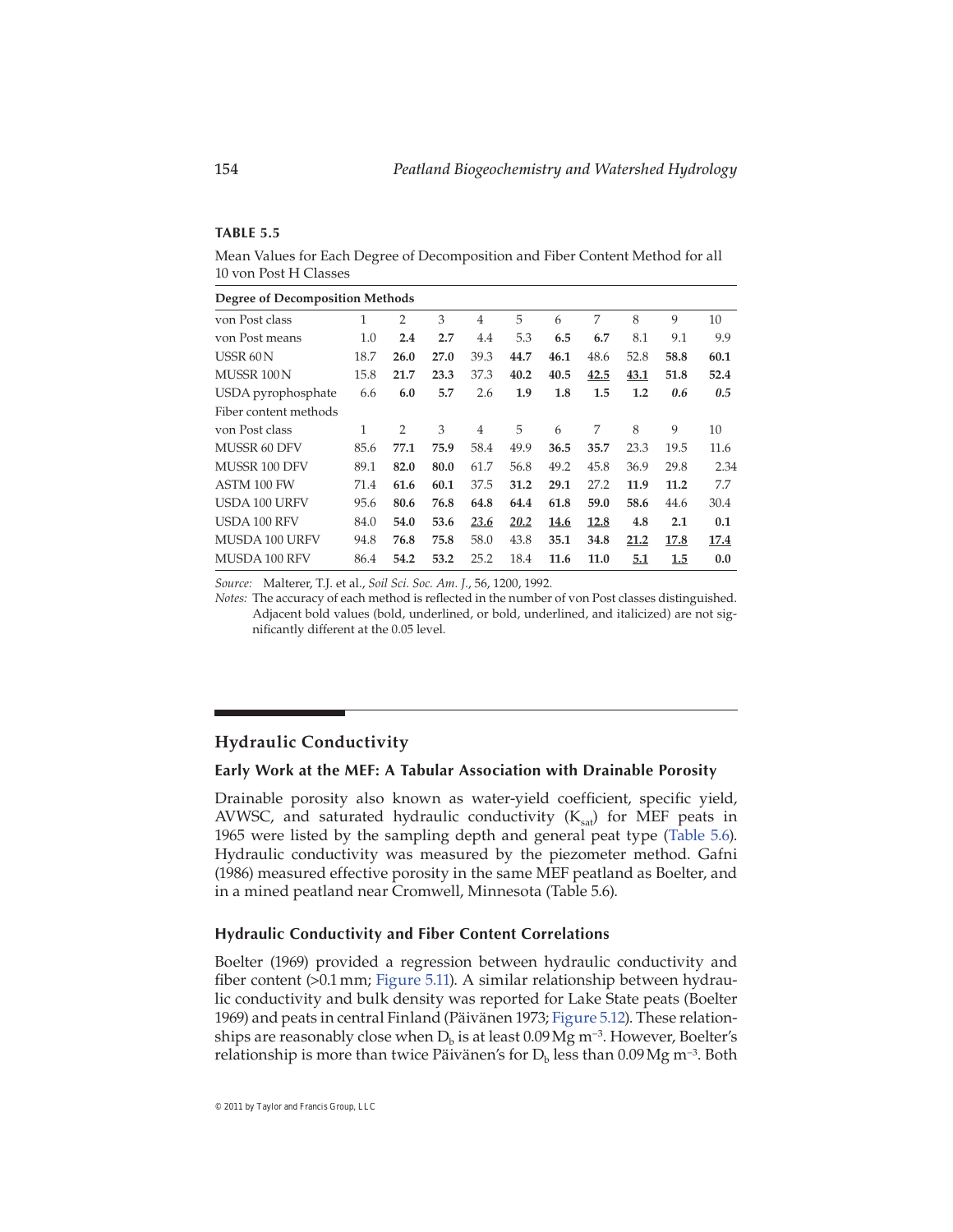**TABLE 5.5**

Mean Values for Each Degree of Decomposition and Fiber Content Method for all 10 von Post H Classes

| **Degree of Decomposition Methods** | | | | | | | | | | |
|---|---|---|---|---|---|---|---|---|---|---|
| von Post class | 1 | 2 | 3 | 4 | 5 | 6 | 7 | 8 | 9 | 10 |
| von Post means | 1.0 | **2.4** | **2.7** | 4.4 | 5.3 | **6.5** | **6.7** | 8.1 | 9.1 | 9.9 |
| USSR 60 N | 18.7 | **26.0** | **27.0** | 39.3 | **44.7** | **46.1** | 48.6 | 52.8 | **58.8** | **60.1** |
| MUSSR 100 N | 15.8 | **21.7** | **23.3** | 37.3 | **40.2** | **40.5** | **<u>42.5</u>** | **<u>43.1</u>** | **51.8** | **52.4** |
| USDA pyrophosphate | 6.6 | **6.0** | **5.7** | 2.6 | **1.9** | **1.8** | **1.5** | **1.2** | ***0.6*** | ***0.5*** |
| Fiber content methods | | | | | | | | | | |
| von Post class | 1 | 2 | 3 | 4 | 5 | 6 | 7 | 8 | 9 | 10 |
| MUSSR 60 DFV | 85.6 | **77.1** | **75.9** | 58.4 | 49.9 | **36.5** | **35.7** | 23.3 | 19.5 | 11.6 |
| MUSSR 100 DFV | 89.1 | **82.0** | **80.0** | 61.7 | 56.8 | 49.2 | 45.8 | 36.9 | 29.8 | 2.34 |
| ASTM 100 FW | 71.4 | **61.6** | **60.1** | 37.5 | **31.2** | **29.1** | 27.2 | **11.9** | **11.2** | 7.7 |
| USDA 100 URFV | 95.6 | **80.6** | **76.8** | **64.8** | **64.4** | **61.8** | **59.0** | **58.6** | 44.6 | 30.4 |
| USDA 100 RFV | 84.0 | **54.0** | **53.6** | ***<u>23.6</u>*** | ***<u>20.2</u>*** | **<u>14.6</u>** | **<u>12.8</u>** | **4.8** | **2.1** | **0.1** |
| MUSDA 100 URFV | 94.8 | **76.8** | **75.8** | 58.0 | 43.8 | **35.1** | **34.8** | **<u>21.2</u>** | **<u>17.8</u>** | **<u>17.4</u>** |
| MUSDA 100 RFV | 86.4 | **54.2** | **53.2** | 25.2 | 18.4 | **11.6** | **11.0** | **<u>5.1</u>** | **<u>1.5</u>** | **0.0** |

*Source:* Malterer, T.J. et al., *Soil Sci. Soc. Am. J.*, 56, 1200, 1992.

*Notes:* The accuracy of each method is reflected in the number of von Post classes distinguished. Adjacent bold values (bold, underlined, or bold, underlined, and italicized) are not significantly different at the 0.05 level.

## Hydraulic Conductivity

### Early Work at the MEF: A Tabular Association with Drainable Porosity

Drainable porosity also known as water-yield coefficient, specific yield, AVWSC, and saturated hydraulic conductivity ($K_{sat}$) for MEF peats in 1965 were listed by the sampling depth and general peat type (Table 5.6). Hydraulic conductivity was measured by the piezometer method. Gafni (1986) measured effective porosity in the same MEF peatland as Boelter, and in a mined peatland near Cromwell, Minnesota (Table 5.6).

### Hydraulic Conductivity and Fiber Content Correlations

Boelter (1969) provided a regression between hydraulic conductivity and fiber content (>0.1 mm; Figure 5.11). A similar relationship between hydraulic conductivity and bulk density was reported for Lake State peats (Boelter 1969) and peats in central Finland (Päivänen 1973; Figure 5.12). These relationships are reasonably close when $D_b$ is at least 0.09 Mg m$^{-3}$. However, Boelter's relationship is more than twice Päivänen's for $D_b$ less than 0.09 Mg m$^{-3}$. Both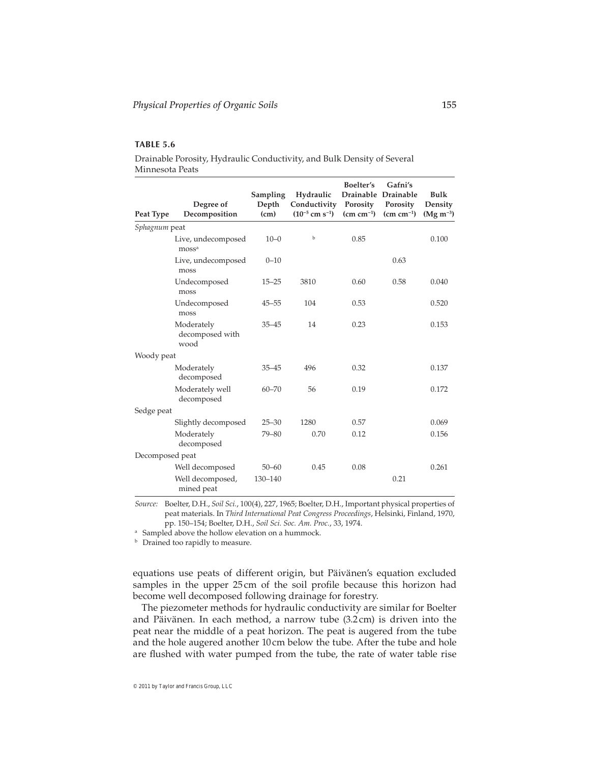**TABLE 5.6**

Drainable Porosity, Hydraulic Conductivity, and Bulk Density of Several Minnesota Peats

| Peat Type | Degree of Decomposition | Sampling Depth (cm) | Hydraulic Conductivity ($10^{-5}$ cm s$^{-1}$) | Boelter's Drainable Porosity (cm cm$^{-1}$) | Gafni's Drainable Porosity (cm cm$^{-1}$) | Bulk Density (Mg m$^{-3}$) |
|---|---|---|---|---|---|---|
| *Sphagnum* peat | | | | | | |
| | Live, undecomposed moss[a] | 10–0 | [b] | 0.85 | | 0.100 |
| | Live, undecomposed moss | 0–10 | | | 0.63 | |
| | Undecomposed moss | 15–25 | 3810 | 0.60 | 0.58 | 0.040 |
| | Undecomposed moss | 45–55 | 104 | 0.53 | | 0.520 |
| | Moderately decomposed with wood | 35–45 | 14 | 0.23 | | 0.153 |
| Woody peat | | | | | | |
| | Moderately decomposed | 35–45 | 496 | 0.32 | | 0.137 |
| | Moderately well decomposed | 60–70 | 56 | 0.19 | | 0.172 |
| Sedge peat | | | | | | |
| | Slightly decomposed | 25–30 | 1280 | 0.57 | | 0.069 |
| | Moderately decomposed | 79–80 | 0.70 | 0.12 | | 0.156 |
| Decomposed peat | | | | | | |
| | Well decomposed | 50–60 | 0.45 | 0.08 | | 0.261 |
| | Well decomposed, mined peat | 130–140 | | | 0.21 | |

*Source:* Boelter, D.H., *Soil Sci.*, 100(4), 227, 1965; Boelter, D.H., Important physical properties of peat materials. In *Third International Peat Congress Proceedings*, Helsinki, Finland, 1970, pp. 150–154; Boelter, D.H., *Soil Sci. Soc. Am. Proc.*, 33, 1974.

[a] Sampled above the hollow elevation on a hummock.

[b] Drained too rapidly to measure.

equations use peats of different origin, but Päivänen's equation excluded samples in the upper 25 cm of the soil profile because this horizon had become well decomposed following drainage for forestry.

The piezometer methods for hydraulic conductivity are similar for Boelter and Päivänen. In each method, a narrow tube (3.2 cm) is driven into the peat near the middle of a peat horizon. The peat is augered from the tube and the hole augered another 10 cm below the tube. After the tube and hole are flushed with water pumped from the tube, the rate of water table rise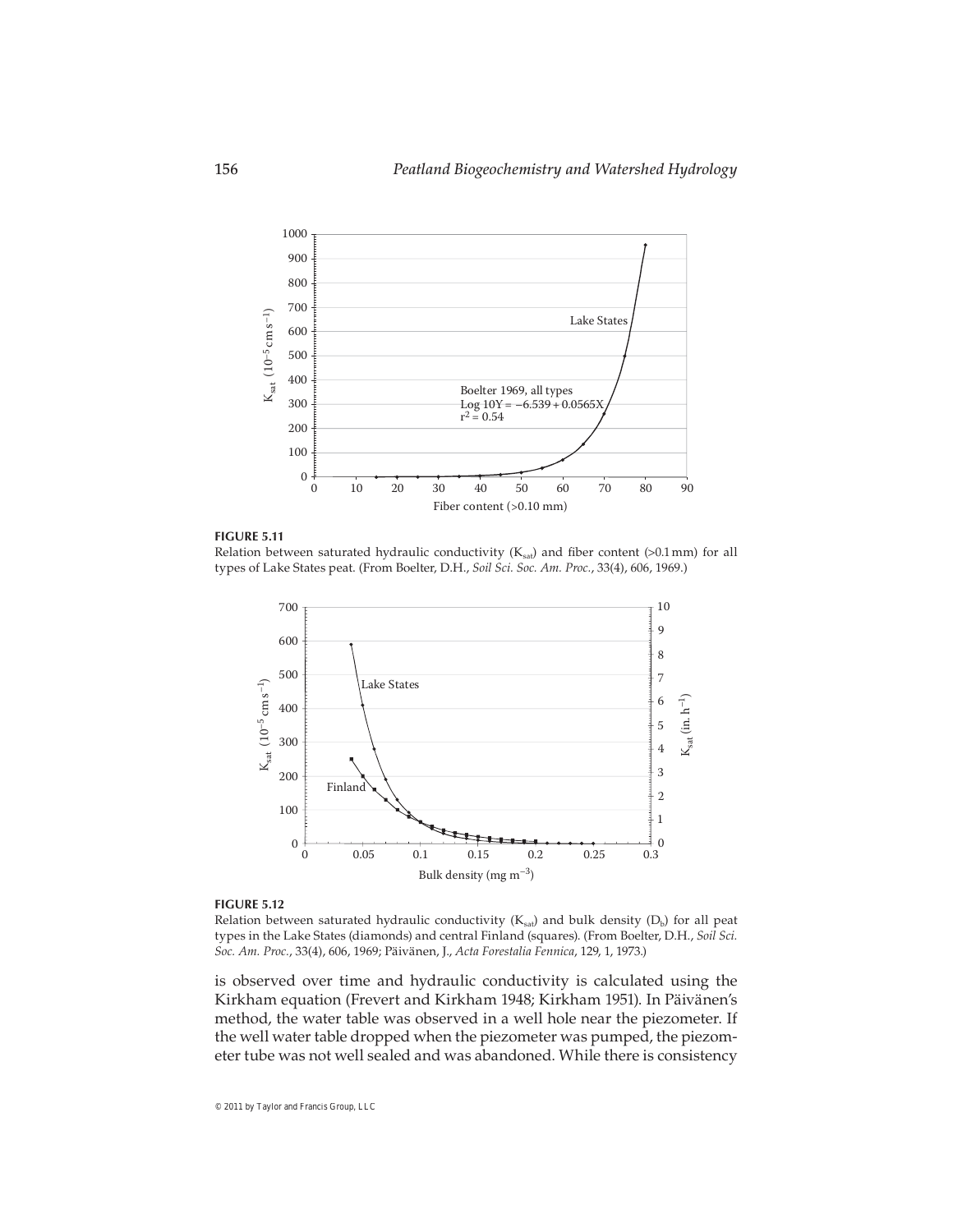**FIGURE 5.11**
Relation between saturated hydraulic conductivity ($K_{sat}$) and fiber content (>0.1 mm) for all types of Lake States peat. (From Boelter, D.H., *Soil Sci. Soc. Am. Proc.*, 33(4), 606, 1969.)

**FIGURE 5.12**
Relation between saturated hydraulic conductivity ($K_{sat}$) and bulk density ($D_b$) for all peat types in the Lake States (diamonds) and central Finland (squares). (From Boelter, D.H., *Soil Sci. Soc. Am. Proc.*, 33(4), 606, 1969; Päivänen, J., *Acta Forestalia Fennica*, 129, 1, 1973.)

is observed over time and hydraulic conductivity is calculated using the Kirkham equation (Frevert and Kirkham 1948; Kirkham 1951). In Päivänen's method, the water table was observed in a well hole near the piezometer. If the well water table dropped when the piezometer was pumped, the piezometer tube was not well sealed and was abandoned. While there is consistency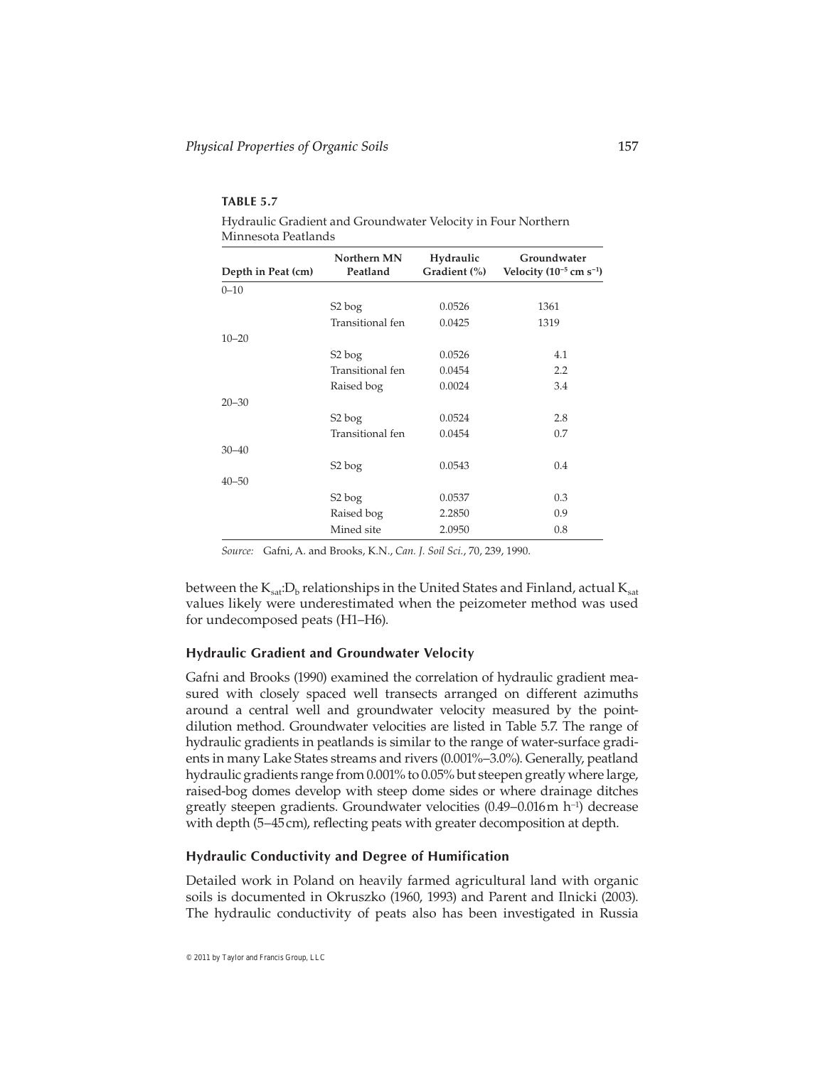**TABLE 5.7**

Hydraulic Gradient and Groundwater Velocity in Four Northern Minnesota Peatlands

| Depth in Peat (cm) | Northern MN Peatland | Hydraulic Gradient (%) | Groundwater Velocity ($10^{-5}$ cm $s^{-1}$) |
|---|---|---|---|
| 0–10 | | | |
| | S2 bog | 0.0526 | 1361 |
| | Transitional fen | 0.0425 | 1319 |
| 10–20 | | | |
| | S2 bog | 0.0526 | 4.1 |
| | Transitional fen | 0.0454 | 2.2 |
| | Raised bog | 0.0024 | 3.4 |
| 20–30 | | | |
| | S2 bog | 0.0524 | 2.8 |
| | Transitional fen | 0.0454 | 0.7 |
| 30–40 | | | |
| | S2 bog | 0.0543 | 0.4 |
| 40–50 | | | |
| | S2 bog | 0.0537 | 0.3 |
| | Raised bog | 2.2850 | 0.9 |
| | Mined site | 2.0950 | 0.8 |

*Source:* Gafni, A. and Brooks, K.N., *Can. J. Soil Sci.*, 70, 239, 1990.

between the $K_{sat}$:$D_b$ relationships in the United States and Finland, actual $K_{sat}$ values likely were underestimated when the peizometer method was used for undecomposed peats (H1–H6).

### Hydraulic Gradient and Groundwater Velocity

Gafni and Brooks (1990) examined the correlation of hydraulic gradient measured with closely spaced well transects arranged on different azimuths around a central well and groundwater velocity measured by the point-dilution method. Groundwater velocities are listed in Table 5.7. The range of hydraulic gradients in peatlands is similar to the range of water-surface gradients in many Lake States streams and rivers (0.001%–3.0%). Generally, peatland hydraulic gradients range from 0.001% to 0.05% but steepen greatly where large, raised-bog domes develop with steep dome sides or where drainage ditches greatly steepen gradients. Groundwater velocities (0.49–0.016 m $h^{-1}$) decrease with depth (5–45 cm), reflecting peats with greater decomposition at depth.

### Hydraulic Conductivity and Degree of Humification

Detailed work in Poland on heavily farmed agricultural land with organic soils is documented in Okruszko (1960, 1993) and Parent and Ilnicki (2003). The hydraulic conductivity of peats also has been investigated in Russia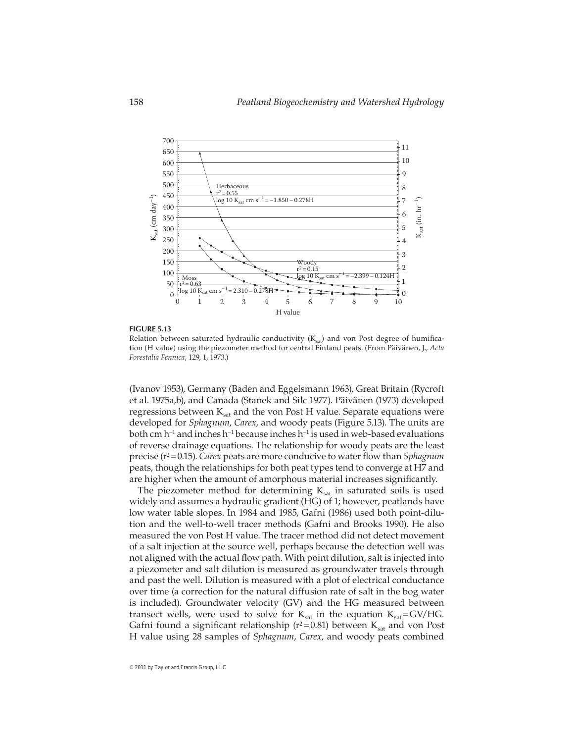**FIGURE 5.13**
Relation between saturated hydraulic conductivity ($K_{sat}$) and von Post degree of humification (H value) using the piezometer method for central Finland peats. (From Päivänen, J., *Acta Forestalia Fennica*, 129, 1, 1973.)

(Ivanov 1953), Germany (Baden and Eggelsmann 1963), Great Britain (Rycroft et al. 1975a,b), and Canada (Stanek and Silc 1977). Päivänen (1973) developed regressions between $K_{sat}$ and the von Post H value. Separate equations were developed for *Sphagnum*, *Carex*, and woody peats (Figure 5.13). The units are both cm $h^{-1}$ and inches $h^{-1}$ because inches $h^{-1}$ is used in web-based evaluations of reverse drainage equations. The relationship for woody peats are the least precise ($r^2 = 0.15$). *Carex* peats are more conducive to water flow than *Sphagnum* peats, though the relationships for both peat types tend to converge at H7 and are higher when the amount of amorphous material increases significantly.

The piezometer method for determining $K_{sat}$ in saturated soils is used widely and assumes a hydraulic gradient (HG) of 1; however, peatlands have low water table slopes. In 1984 and 1985, Gafni (1986) used both point-dilution and the well-to-well tracer methods (Gafni and Brooks 1990). He also measured the von Post H value. The tracer method did not detect movement of a salt injection at the source well, perhaps because the detection well was not aligned with the actual flow path. With point dilution, salt is injected into a piezometer and salt dilution is measured as groundwater travels through and past the well. Dilution is measured with a plot of electrical conductance over time (a correction for the natural diffusion rate of salt in the bog water is included). Groundwater velocity (GV) and the HG measured between transect wells, were used to solve for $K_{sat}$ in the equation $K_{sat} = GV/HG$. Gafni found a significant relationship ($r^2 = 0.81$) between $K_{sat}$ and von Post H value using 28 samples of *Sphagnum*, *Carex*, and woody peats combined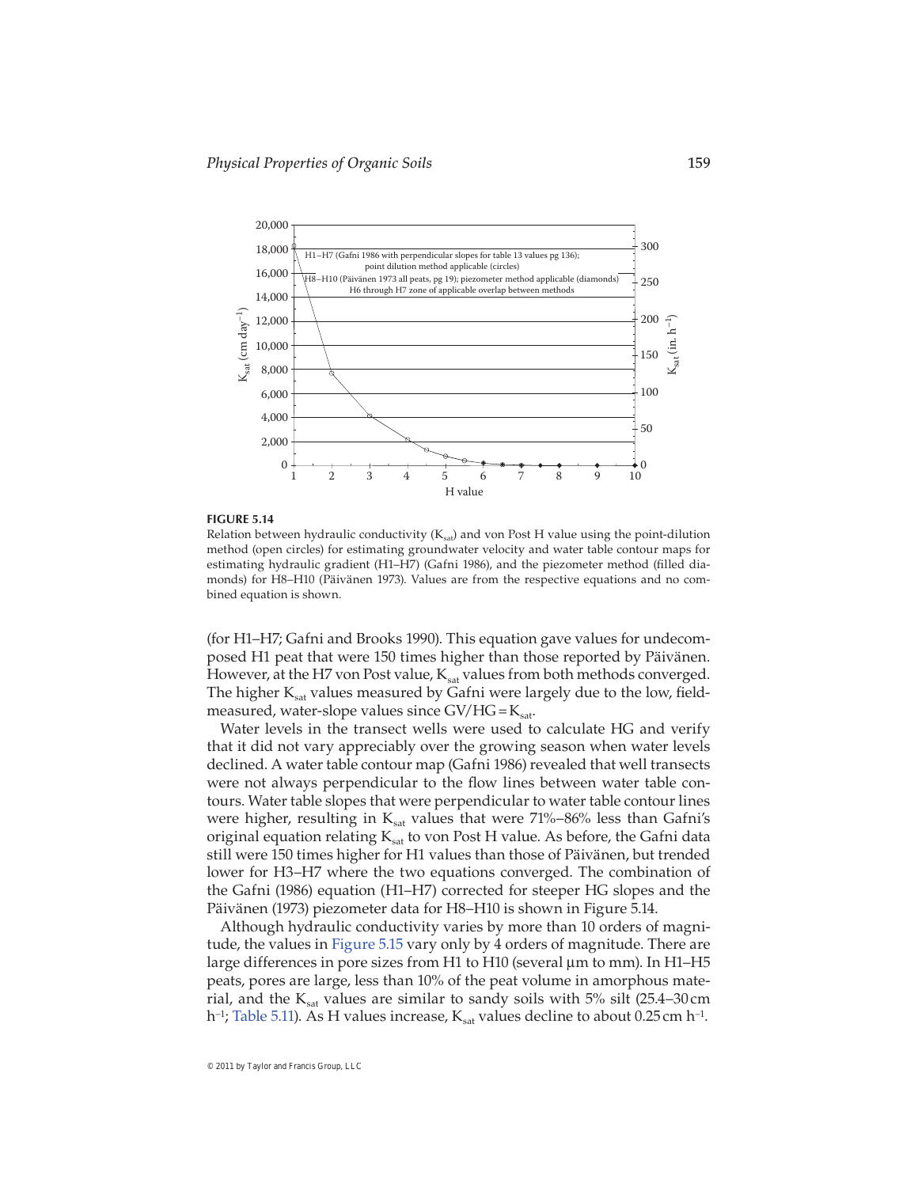**FIGURE 5.14**
Relation between hydraulic conductivity ($K_{sat}$) and von Post H value using the point-dilution method (open circles) for estimating groundwater velocity and water table contour maps for estimating hydraulic gradient (H1–H7) (Gafni 1986), and the piezometer method (filled diamonds) for H8–H10 (Päivänen 1973). Values are from the respective equations and no combined equation is shown.

(for H1–H7; Gafni and Brooks 1990). This equation gave values for undecomposed H1 peat that were 150 times higher than those reported by Päivänen. However, at the H7 von Post value, $K_{sat}$ values from both methods converged. The higher $K_{sat}$ values measured by Gafni were largely due to the low, field-measured, water-slope values since $GV/HG = K_{sat}$.

Water levels in the transect wells were used to calculate HG and verify that it did not vary appreciably over the growing season when water levels declined. A water table contour map (Gafni 1986) revealed that well transects were not always perpendicular to the flow lines between water table contours. Water table slopes that were perpendicular to water table contour lines were higher, resulting in $K_{sat}$ values that were 71%–86% less than Gafni's original equation relating $K_{sat}$ to von Post H value. As before, the Gafni data still were 150 times higher for H1 values than those of Päivänen, but trended lower for H3–H7 where the two equations converged. The combination of the Gafni (1986) equation (H1–H7) corrected for steeper HG slopes and the Päivänen (1973) piezometer data for H8–H10 is shown in Figure 5.14.

Although hydraulic conductivity varies by more than 10 orders of magnitude, the values in Figure 5.15 vary only by 4 orders of magnitude. There are large differences in pore sizes from H1 to H10 (several μm to mm). In H1–H5 peats, pores are large, less than 10% of the peat volume in amorphous material, and the $K_{sat}$ values are similar to sandy soils with 5% silt (25.4–30 cm $h^{-1}$; Table 5.11). As H values increase, $K_{sat}$ values decline to about 0.25 cm $h^{-1}$.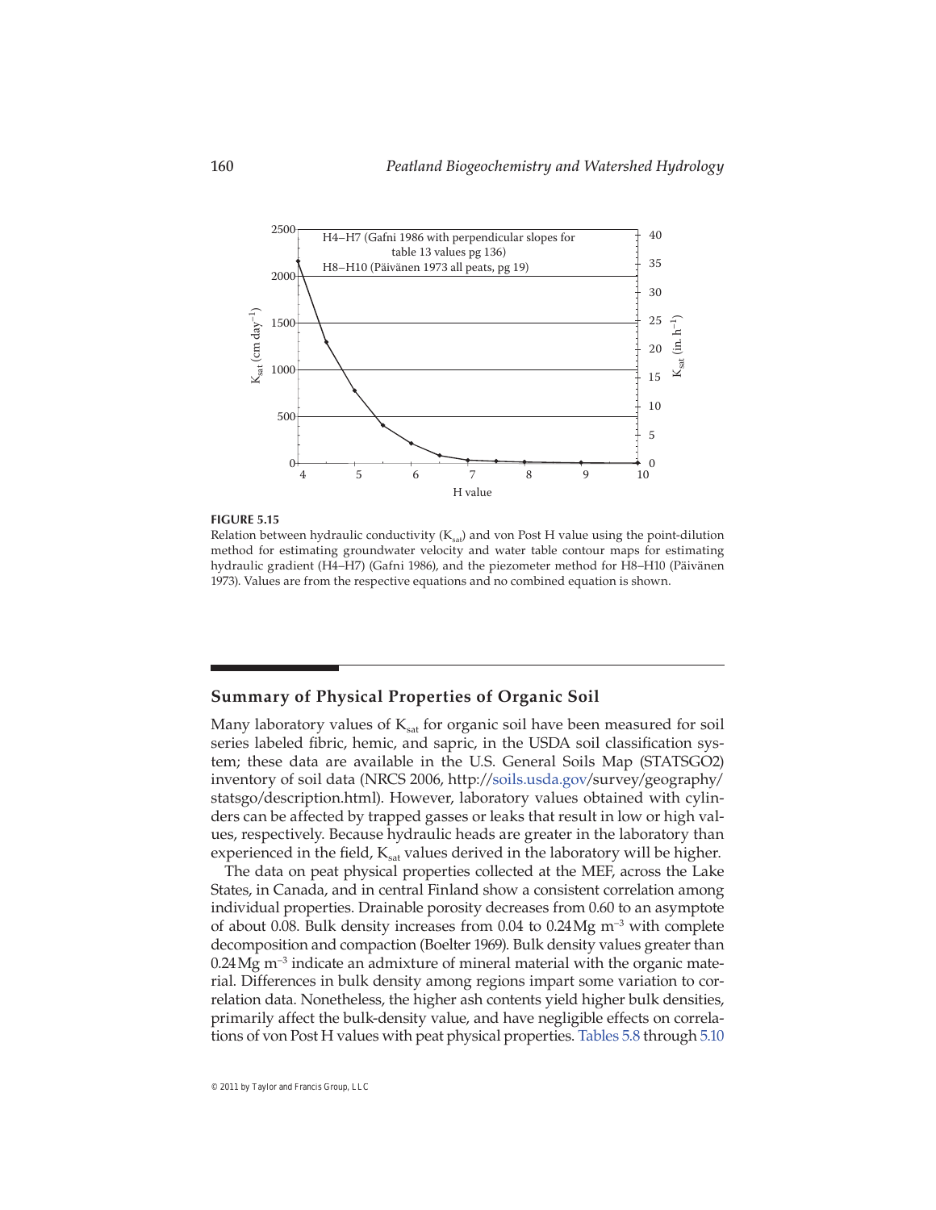**FIGURE 5.15**
Relation between hydraulic conductivity ($K_{sat}$) and von Post H value using the point-dilution method for estimating groundwater velocity and water table contour maps for estimating hydraulic gradient (H4–H7) (Gafni 1986), and the piezometer method for H8–H10 (Päivänen 1973). Values are from the respective equations and no combined equation is shown.

## Summary of Physical Properties of Organic Soil

Many laboratory values of $K_{sat}$ for organic soil have been measured for soil series labeled fibric, hemic, and sapric, in the USDA soil classification system; these data are available in the U.S. General Soils Map (STATSGO2) inventory of soil data (NRCS 2006, http://soils.usda.gov/survey/geography/statsgo/description.html). However, laboratory values obtained with cylinders can be affected by trapped gasses or leaks that result in low or high values, respectively. Because hydraulic heads are greater in the laboratory than experienced in the field, $K_{sat}$ values derived in the laboratory will be higher.

The data on peat physical properties collected at the MEF, across the Lake States, in Canada, and in central Finland show a consistent correlation among individual properties. Drainable porosity decreases from 0.60 to an asymptote of about 0.08. Bulk density increases from 0.04 to 0.24 Mg $m^{-3}$ with complete decomposition and compaction (Boelter 1969). Bulk density values greater than 0.24 Mg $m^{-3}$ indicate an admixture of mineral material with the organic material. Differences in bulk density among regions impart some variation to correlation data. Nonetheless, the higher ash contents yield higher bulk densities, primarily affect the bulk-density value, and have negligible effects on correlations of von Post H values with peat physical properties. Tables 5.8 through 5.10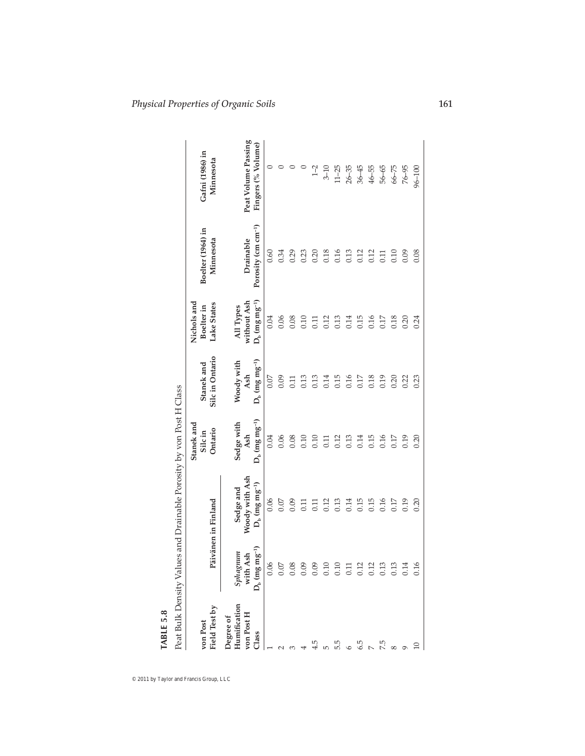**TABLE 5.8**

Peat Bulk Density Values and Drainable Porosity by von Post H Class

| von Post Field Test by | Päivänen in Finland | | Stanek and Silc in Ontario | Stanek and Silc in Ontario | Nichols and Boelter in Lake States | Boelter (1964) in Minnesota | Gafni (1986) in Minnesota |
|---|---|---|---|---|---|---|---|
| Degree of Humification von Post H Class | *Sphagnum* with Ash $D_b$ (mg mg$^{-1}$) | Sedge and Woody with Ash $D_b$ (mg mg$^{-1}$) | Sedge with Ash $D_b$ (mg mg$^{-1}$) | Woody with Ash $D_b$ (mg mg$^{-1}$) | All Types without Ash $D_b$ (mg mg$^{-1}$) | Drainable Porosity (cm cm$^{-1}$) | Peat Volume Passing Fingers (% Volume) |
| 1 | 0.06 | 0.06 | 0.04 | 0.07 | 0.04 | 0.60 | 0 |
| 2 | 0.07 | 0.07 | 0.06 | 0.09 | 0.06 | 0.34 | 0 |
| 3 | 0.08 | 0.09 | 0.08 | 0.11 | 0.08 | 0.29 | 0 |
| 4 | 0.09 | 0.11 | 0.10 | 0.13 | 0.10 | 0.23 | 0 |
| 4.5 | 0.09 | 0.11 | 0.10 | 0.13 | 0.11 | 0.20 | 1–2 |
| 5 | 0.10 | 0.12 | 0.11 | 0.14 | 0.12 | 0.18 | 3–10 |
| 5.5 | 0.10 | 0.13 | 0.12 | 0.15 | 0.13 | 0.16 | 11–25 |
| 6 | 0.11 | 0.14 | 0.13 | 0.16 | 0.14 | 0.13 | 26–35 |
| 6.5 | 0.12 | 0.15 | 0.14 | 0.17 | 0.15 | 0.12 | 36–45 |
| 7 | 0.12 | 0.15 | 0.15 | 0.18 | 0.16 | 0.12 | 46–55 |
| 7.5 | 0.13 | 0.16 | 0.16 | 0.19 | 0.17 | 0.11 | 56–65 |
| 8 | 0.13 | 0.17 | 0.17 | 0.20 | 0.18 | 0.10 | 66–75 |
| 9 | 0.14 | 0.19 | 0.19 | 0.22 | 0.20 | 0.09 | 76–95 |
| 10 | 0.16 | 0.20 | 0.20 | 0.23 | 0.24 | 0.08 | 96–100 |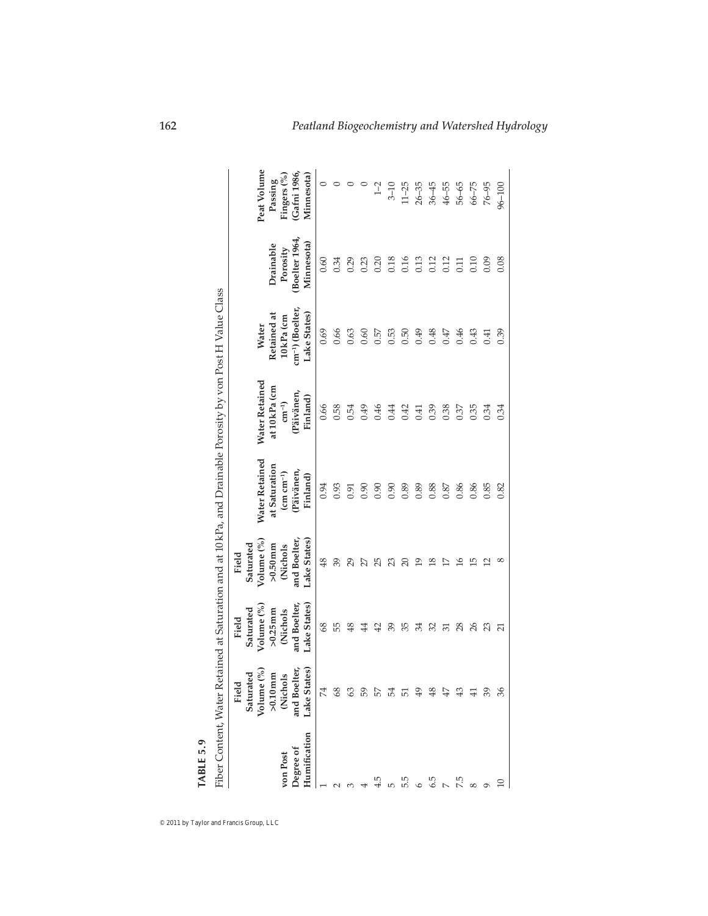**TABLE 5.9**

Fiber Content, Water Retained at Saturation and at 10 kPa, and Drainable Porosity by von Post H Value Class

| von Post Degree of Humification | Field Saturated Volume (%) >0.10 mm (Nichols and Boelter, Lake States) | Field Saturated Volume (%) >0.25 mm (Nichols and Boelter, Lake States) | Field Saturated Volume (%) >0.50 mm (Nichols and Boelter, Lake States) | Water Retained at Saturation (cm cm$^{-1}$) (Päivänen, Finland) | Water Retained at 10 kPa (cm cm$^{-1}$) (Päivänen, Finland) | Water Retained at 10 kPa (cm cm$^{-1}$) (Boelter, Lake States) | Drainable Porosity (Boelter 1964, Minnesota) | Peat Volume Passing Fingers (%) (Gafni 1986, Minnesota) |
|---|---|---|---|---|---|---|---|---|
| 1 | 74 | 68 | 48 | 0.94 | 0.66 | 0.69 | 0.60 | 0 |
| 2 | 68 | 55 | 39 | 0.93 | 0.58 | 0.66 | 0.34 | 0 |
| 3 | 63 | 48 | 29 | 0.91 | 0.54 | 0.63 | 0.29 | 0 |
| 4 | 59 | 44 | 27 | 0.90 | 0.49 | 0.60 | 0.23 | 0 |
| 4.5 | 57 | 42 | 25 | 0.90 | 0.46 | 0.57 | 0.20 | 1–2 |
| 5 | 54 | 39 | 23 | 0.90 | 0.44 | 0.53 | 0.18 | 3–10 |
| 5.5 | 51 | 35 | 20 | 0.89 | 0.42 | 0.50 | 0.16 | 11–25 |
| 6 | 49 | 34 | 19 | 0.89 | 0.41 | 0.49 | 0.13 | 26–35 |
| 6.5 | 48 | 32 | 18 | 0.88 | 0.39 | 0.48 | 0.12 | 36–45 |
| 7 | 47 | 31 | 17 | 0.87 | 0.38 | 0.47 | 0.12 | 46–55 |
| 7.5 | 43 | 28 | 16 | 0.86 | 0.37 | 0.46 | 0.11 | 56–65 |
| 8 | 41 | 26 | 15 | 0.86 | 0.35 | 0.43 | 0.10 | 66–75 |
| 9 | 39 | 23 | 12 | 0.85 | 0.34 | 0.41 | 0.09 | 76–95 |
| 10 | 36 | 21 | 8 | 0.82 | 0.34 | 0.39 | 0.08 | 96–100 |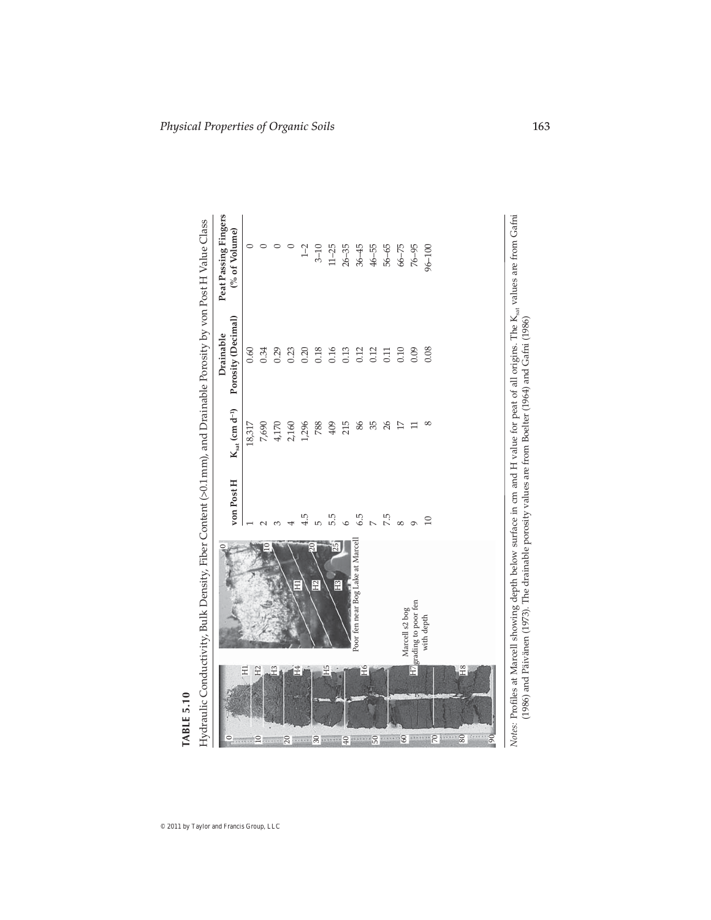**TABLE 5.10**

Hydraulic Conductivity, Bulk Density, Fiber Content (>0.1 mm), and Drainable Porosity by von Post H Value Class

| | von Post H | $K_{sat}$ (cm $d^{-1}$) | Drainable Porosity (Decimal) | Peat Passing Fingers (% of Volume) |
|---|---|---|---|---|
| | 1 | 18,317 | 0.60 | 0 |
| | 2 | 7,690 | 0.34 | 0 |
| | 3 | 4,170 | 0.29 | 0 |
| | 4 | 2,160 | 0.23 | 0 |
| | 4.5 | 1,296 | 0.20 | 1–2 |
| | 5 | 788 | 0.18 | 3–10 |
| | 5.5 | 409 | 0.16 | 11–25 |
| | 6 | 215 | 0.13 | 26–35 |
| | 6.5 | 86 | 0.12 | 36–45 |
| | 7 | 35 | 0.12 | 46–55 |
| | 7.5 | 26 | 0.11 | 56–65 |
| | 8 | 17 | 0.10 | 66–75 |
| | 9 | 11 | 0.09 | 76–95 |
| | 10 | 8 | 0.08 | 96–100 |

Poor fen near Bog Lake at Marcell

Marcell s2 bog grading to poor fen with depth

*Notes:* Profiles at Marcell showing depth below surface in cm and H value for peat of all origins. The $K_{sat}$ values are from Gafni (1986) and Päivänen (1973). The drainable porosity values are from Boelter (1964) and Gafni (1986)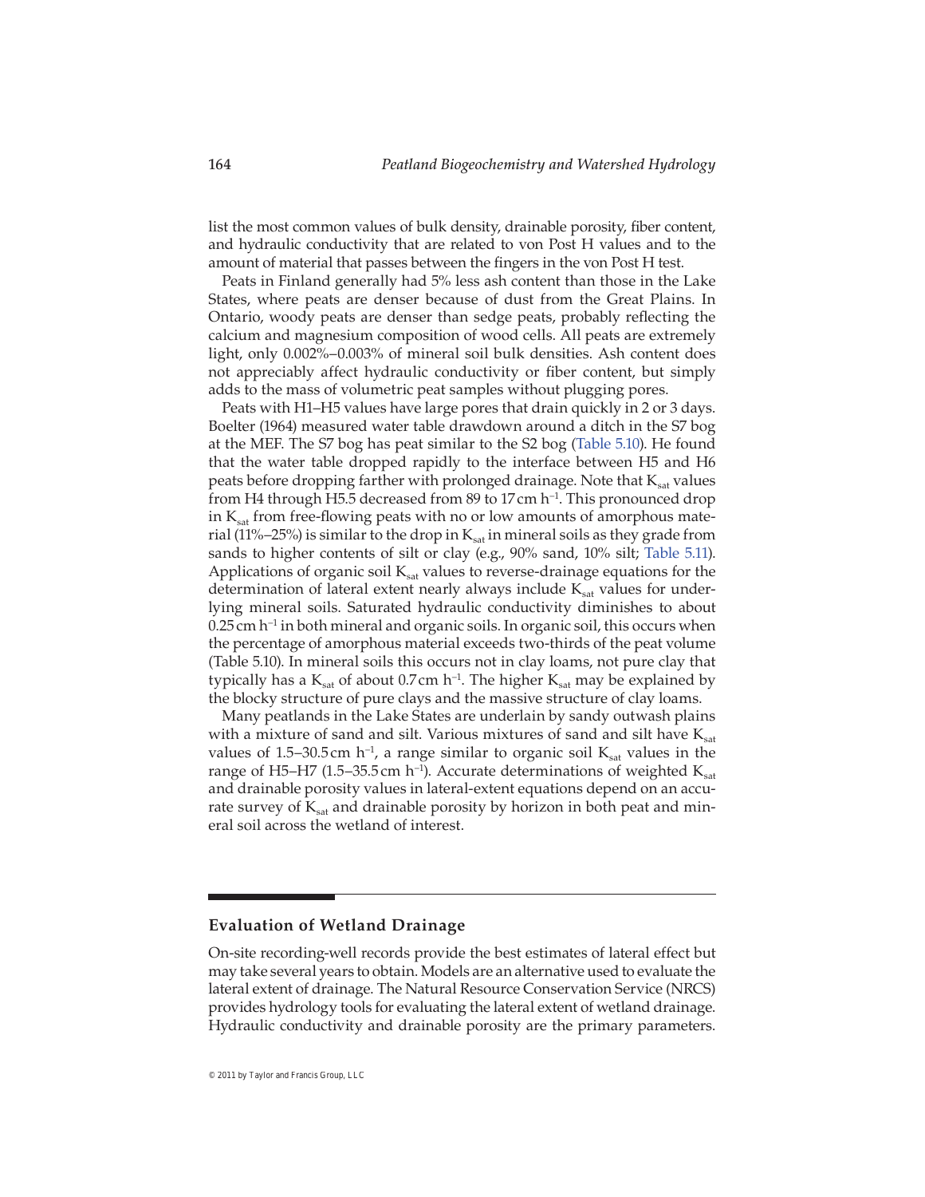list the most common values of bulk density, drainable porosity, fiber content, and hydraulic conductivity that are related to von Post H values and to the amount of material that passes between the fingers in the von Post H test.

Peats in Finland generally had 5% less ash content than those in the Lake States, where peats are denser because of dust from the Great Plains. In Ontario, woody peats are denser than sedge peats, probably reflecting the calcium and magnesium composition of wood cells. All peats are extremely light, only 0.002%–0.003% of mineral soil bulk densities. Ash content does not appreciably affect hydraulic conductivity or fiber content, but simply adds to the mass of volumetric peat samples without plugging pores.

Peats with H1–H5 values have large pores that drain quickly in 2 or 3 days. Boelter (1964) measured water table drawdown around a ditch in the S7 bog at the MEF. The S7 bog has peat similar to the S2 bog (Table 5.10). He found that the water table dropped rapidly to the interface between H5 and H6 peats before dropping farther with prolonged drainage. Note that $K_{sat}$ values from H4 through H5.5 decreased from 89 to 17 cm $h^{-1}$. This pronounced drop in $K_{sat}$ from free-flowing peats with no or low amounts of amorphous material (11%–25%) is similar to the drop in $K_{sat}$ in mineral soils as they grade from sands to higher contents of silt or clay (e.g., 90% sand, 10% silt; Table 5.11). Applications of organic soil $K_{sat}$ values to reverse-drainage equations for the determination of lateral extent nearly always include $K_{sat}$ values for underlying mineral soils. Saturated hydraulic conductivity diminishes to about 0.25 cm $h^{-1}$ in both mineral and organic soils. In organic soil, this occurs when the percentage of amorphous material exceeds two-thirds of the peat volume (Table 5.10). In mineral soils this occurs not in clay loams, not pure clay that typically has a $K_{sat}$ of about 0.7 cm $h^{-1}$. The higher $K_{sat}$ may be explained by the blocky structure of pure clays and the massive structure of clay loams.

Many peatlands in the Lake States are underlain by sandy outwash plains with a mixture of sand and silt. Various mixtures of sand and silt have $K_{sat}$ values of 1.5–30.5 cm $h^{-1}$, a range similar to organic soil $K_{sat}$ values in the range of H5–H7 (1.5–35.5 cm $h^{-1}$). Accurate determinations of weighted $K_{sat}$ and drainable porosity values in lateral-extent equations depend on an accurate survey of $K_{sat}$ and drainable porosity by horizon in both peat and mineral soil across the wetland of interest.

## Evaluation of Wetland Drainage

On-site recording-well records provide the best estimates of lateral effect but may take several years to obtain. Models are an alternative used to evaluate the lateral extent of drainage. The Natural Resource Conservation Service (NRCS) provides hydrology tools for evaluating the lateral extent of wetland drainage. Hydraulic conductivity and drainable porosity are the primary parameters.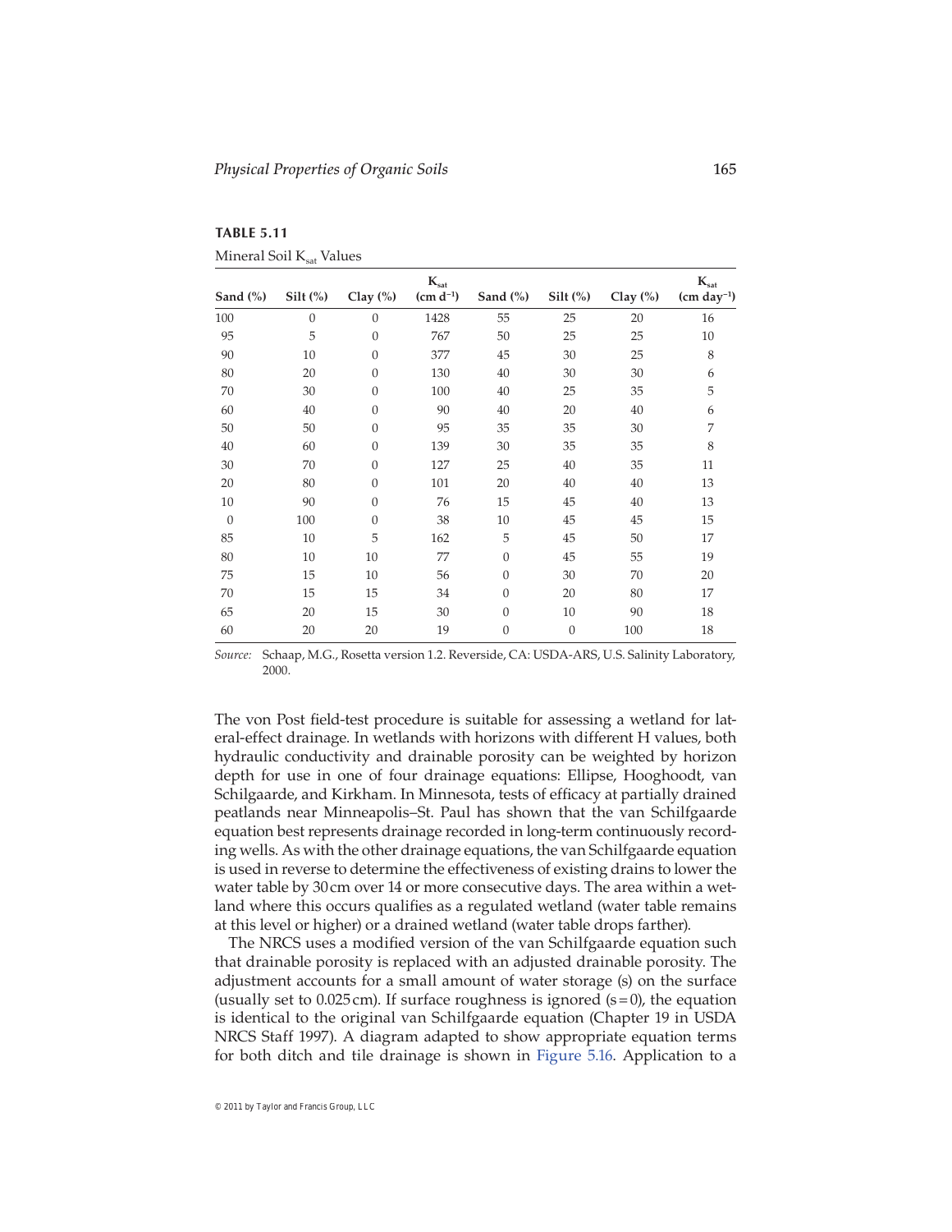**TABLE 5.11**

Mineral Soil $K_{sat}$ Values

| Sand (%) | Silt (%) | Clay (%) | $K_{sat}$ (cm $d^{-1}$) | Sand (%) | Silt (%) | Clay (%) | $K_{sat}$ (cm $day^{-1}$) |
|---|---|---|---|---|---|---|---|
| 100 | 0 | 0 | 1428 | 55 | 25 | 20 | 16 |
| 95 | 5 | 0 | 767 | 50 | 25 | 25 | 10 |
| 90 | 10 | 0 | 377 | 45 | 30 | 25 | 8 |
| 80 | 20 | 0 | 130 | 40 | 30 | 30 | 6 |
| 70 | 30 | 0 | 100 | 40 | 25 | 35 | 5 |
| 60 | 40 | 0 | 90 | 40 | 20 | 40 | 6 |
| 50 | 50 | 0 | 95 | 35 | 35 | 30 | 7 |
| 40 | 60 | 0 | 139 | 30 | 35 | 35 | 8 |
| 30 | 70 | 0 | 127 | 25 | 40 | 35 | 11 |
| 20 | 80 | 0 | 101 | 20 | 40 | 40 | 13 |
| 10 | 90 | 0 | 76 | 15 | 45 | 40 | 13 |
| 0 | 100 | 0 | 38 | 10 | 45 | 45 | 15 |
| 85 | 10 | 5 | 162 | 5 | 45 | 50 | 17 |
| 80 | 10 | 10 | 77 | 0 | 45 | 55 | 19 |
| 75 | 15 | 10 | 56 | 0 | 30 | 70 | 20 |
| 70 | 15 | 15 | 34 | 0 | 20 | 80 | 17 |
| 65 | 20 | 15 | 30 | 0 | 10 | 90 | 18 |
| 60 | 20 | 20 | 19 | 0 | 0 | 100 | 18 |

*Source:* Schaap, M.G., Rosetta version 1.2. Reverside, CA: USDA-ARS, U.S. Salinity Laboratory, 2000.

The von Post field-test procedure is suitable for assessing a wetland for lateral-effect drainage. In wetlands with horizons with different H values, both hydraulic conductivity and drainable porosity can be weighted by horizon depth for use in one of four drainage equations: Ellipse, Hooghoodt, van Schilfgaarde, and Kirkham. In Minnesota, tests of efficacy at partially drained peatlands near Minneapolis–St. Paul has shown that the van Schilfgaarde equation best represents drainage recorded in long-term continuously recording wells. As with the other drainage equations, the van Schilfgaarde equation is used in reverse to determine the effectiveness of existing drains to lower the water table by 30 cm over 14 or more consecutive days. The area within a wetland where this occurs qualifies as a regulated wetland (water table remains at this level or higher) or a drained wetland (water table drops farther).

The NRCS uses a modified version of the van Schilfgaarde equation such that drainable porosity is replaced with an adjusted drainable porosity. The adjustment accounts for a small amount of water storage (s) on the surface (usually set to 0.025 cm). If surface roughness is ignored ($s = 0$), the equation is identical to the original van Schilfgaarde equation (Chapter 19 in USDA NRCS Staff 1997). A diagram adapted to show appropriate equation terms for both ditch and tile drainage is shown in Figure 5.16. Application to a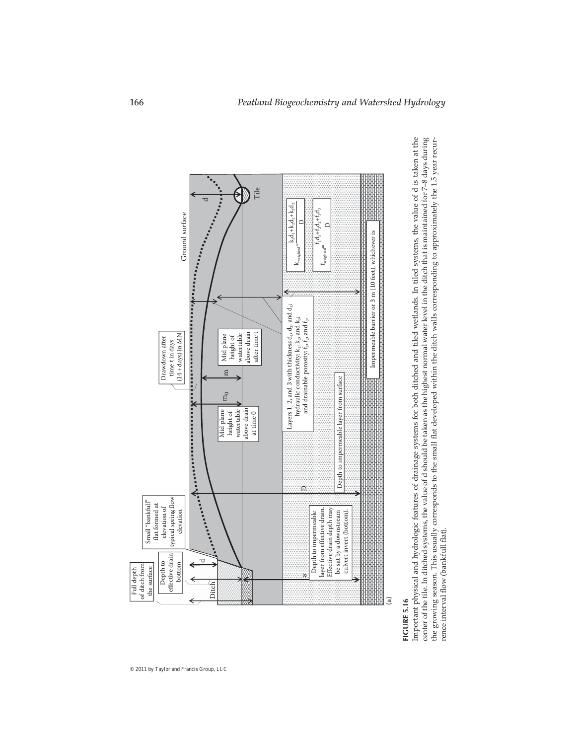Ditch

Full depth of ditch from the surface

Depth to effective drain bottom

Small "bankfull" flat formed at elevation of typical spring flow elevation

Drawdown after time t in days (14 + days) in MN

Ground surface

d

d

Tile

$m_0$

m

Mid plane height of watertable above drain at time 0

Mid plane height of watertable above drain after time t

Layers 1, 2, and 3 with thickness $d_1$, $d_2$, and $d_3$; hydraulic conductivity: $k_1$, $k_2$, and $k_3$; and drainable porosity: $f_1$, $f_2$, and $f_3$.

$$k_{weighted} = \frac{k_1d_1 + k_2d_2 + k_3d_3}{D}$$

$$f_{weighted} = \frac{f_1d_1 + f_2d_2 + f_3d_3}{D}$$

a

Depth to impermeable layer from effective drain. Effective drain depth may be sat by a downstream culvert invert (bottom).

D

Depth to impermeable layer from surface

Impermeable barrier or 3 m (10 feet), whichever is

(a)

**FIGURE 5.16**
Important physical and hydrologic features of drainage systems for both ditched and tiled wetlands. In tiled systems, the value of d is taken at the center of the tile. In ditched systems, the value of d should be taken as the highest normal water level in the ditch that is maintained for 7–8 days during the growing season. This usually corresponds to the small flat developed within the ditch walls corresponding to approximately the 1.5 year recurrence interval flow (bankfull flat).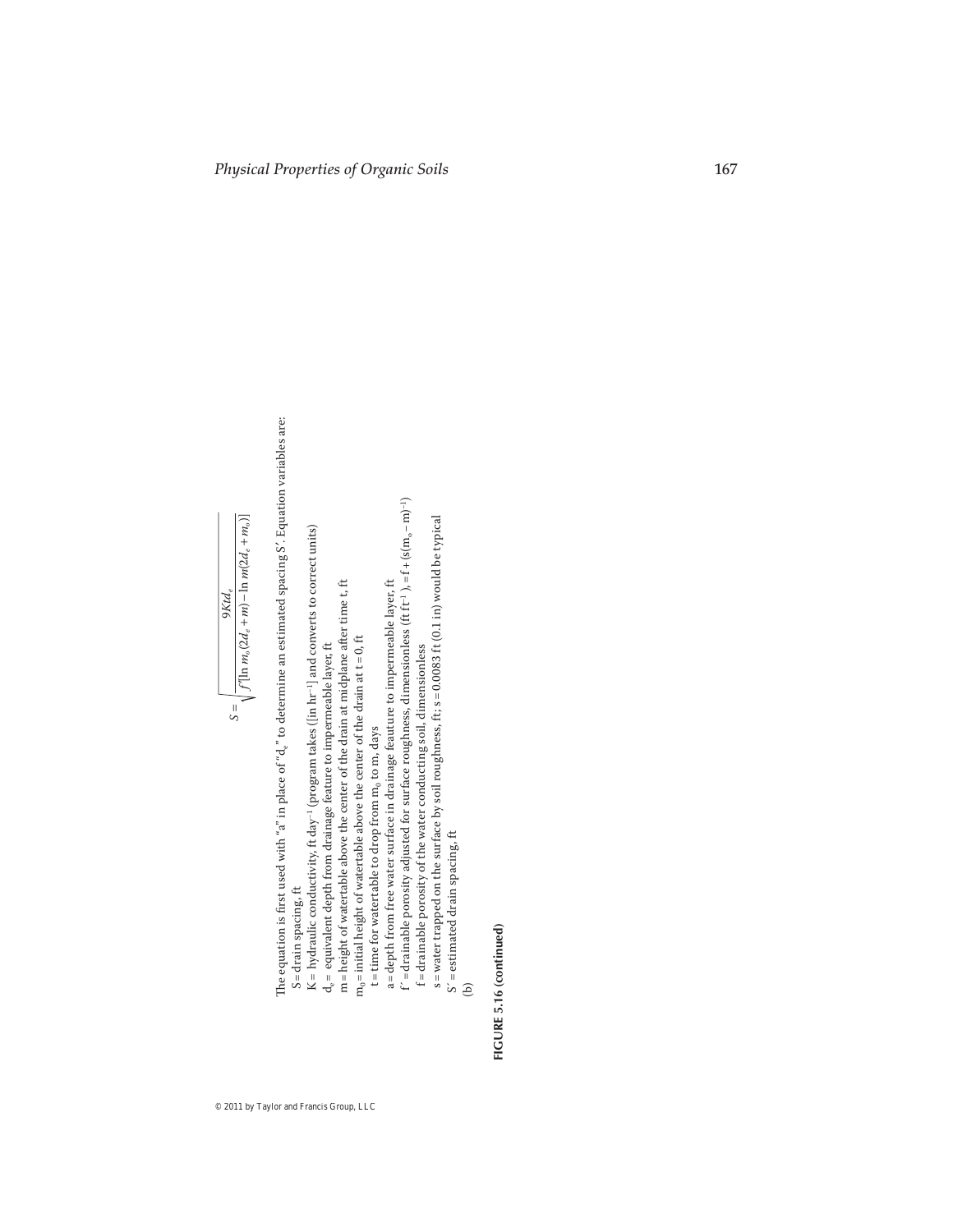$$S = \sqrt{\frac{9Ktd_e}{f'[\ln m_o(2d_e + m) - \ln m(2d_e + m_o)]}}$$

The equation is first used with "a" in place of "$d_e$" to determine an estimated spacing $S'$. Equation variables are:

- $S$ = drain spacing, ft
- $K$ = hydraulic conductivity, ft $day^{-1}$ (program takes ([in $hr^{-1}$] and converts to correct units)
- $d_e$ = equivalent depth from drainage feature to impermeable layer, ft
- $m$ = height of watertable above the center of the drain at midplane after time t, ft
- $m_0$ = initial height of watertable above the center of the drain at t = 0, ft
- $t$ = time for watertable to drop from $m_0$ to m, days
- $a$ = depth from free water surface in drainage feauture to impermeable layer, ft
- $f'$ = drainable porosity adjusted for surface roughness, dimensionless (ft $ft^{-1}$), $= f + (s(m_o - m)^{-1})$
- $f$ = drainable porosity of the water conducting soil, dimensionless
- $s$ = water trapped on the surface by soil roughness, ft; s = 0.0083 ft (0.1 in) would be typical
- $S'$ = estimated drain spacing, ft

(b)

**FIGURE 5.16 (continued)**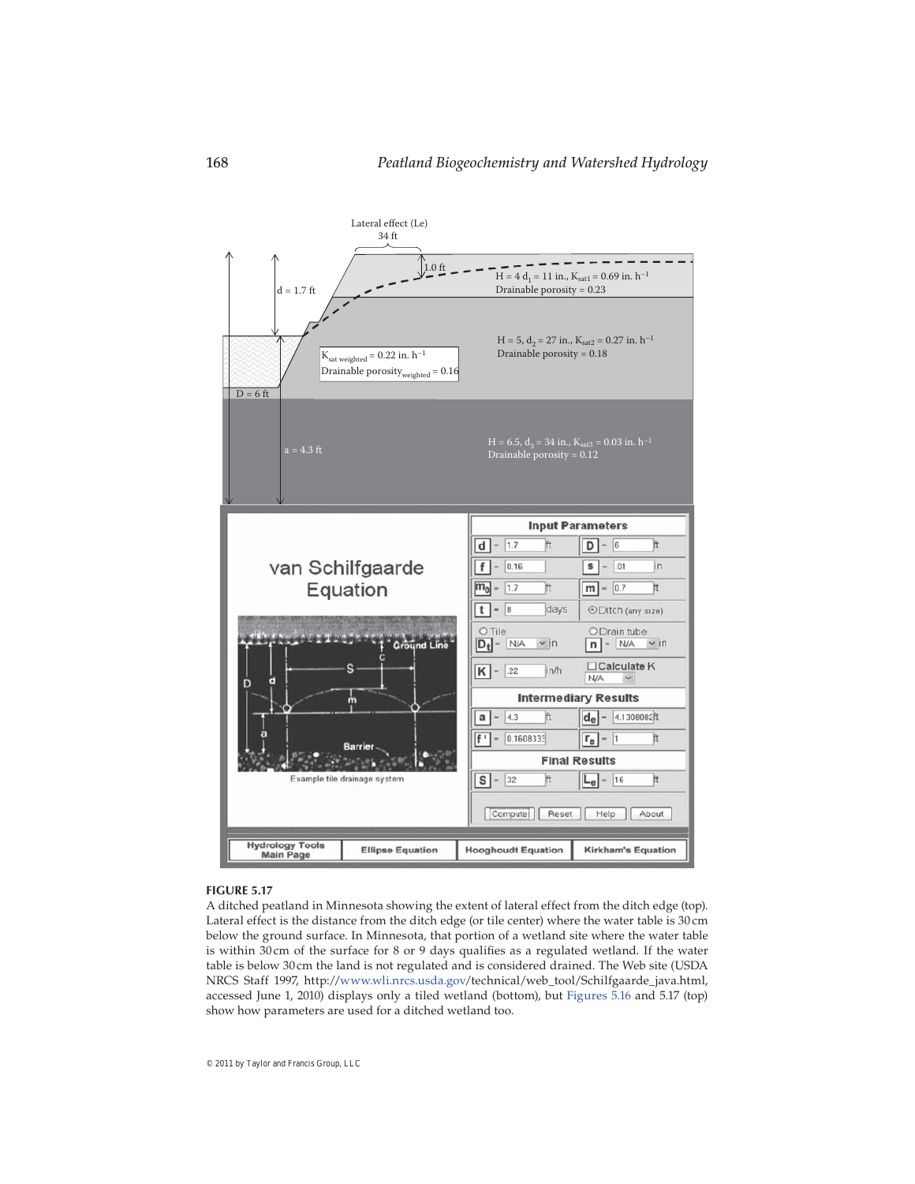**FIGURE 5.17**
A ditched peatland in Minnesota showing the extent of lateral effect from the ditch edge (top). Lateral effect is the distance from the ditch edge (or tile center) where the water table is 30 cm below the ground surface. In Minnesota, that portion of a wetland site where the water table is within 30 cm of the surface for 8 or 9 days qualifies as a regulated wetland. If the water table is below 30 cm the land is not regulated and is considered drained. The Web site (USDA NRCS Staff 1997, http://www.wli.nrcs.usda.gov/technical/web_tool/Schilfgaarde_java.html, accessed June 1, 2010) displays only a tiled wetland (bottom), but Figures 5.16 and 5.17 (top) show how parameters are used for a ditched wetland too.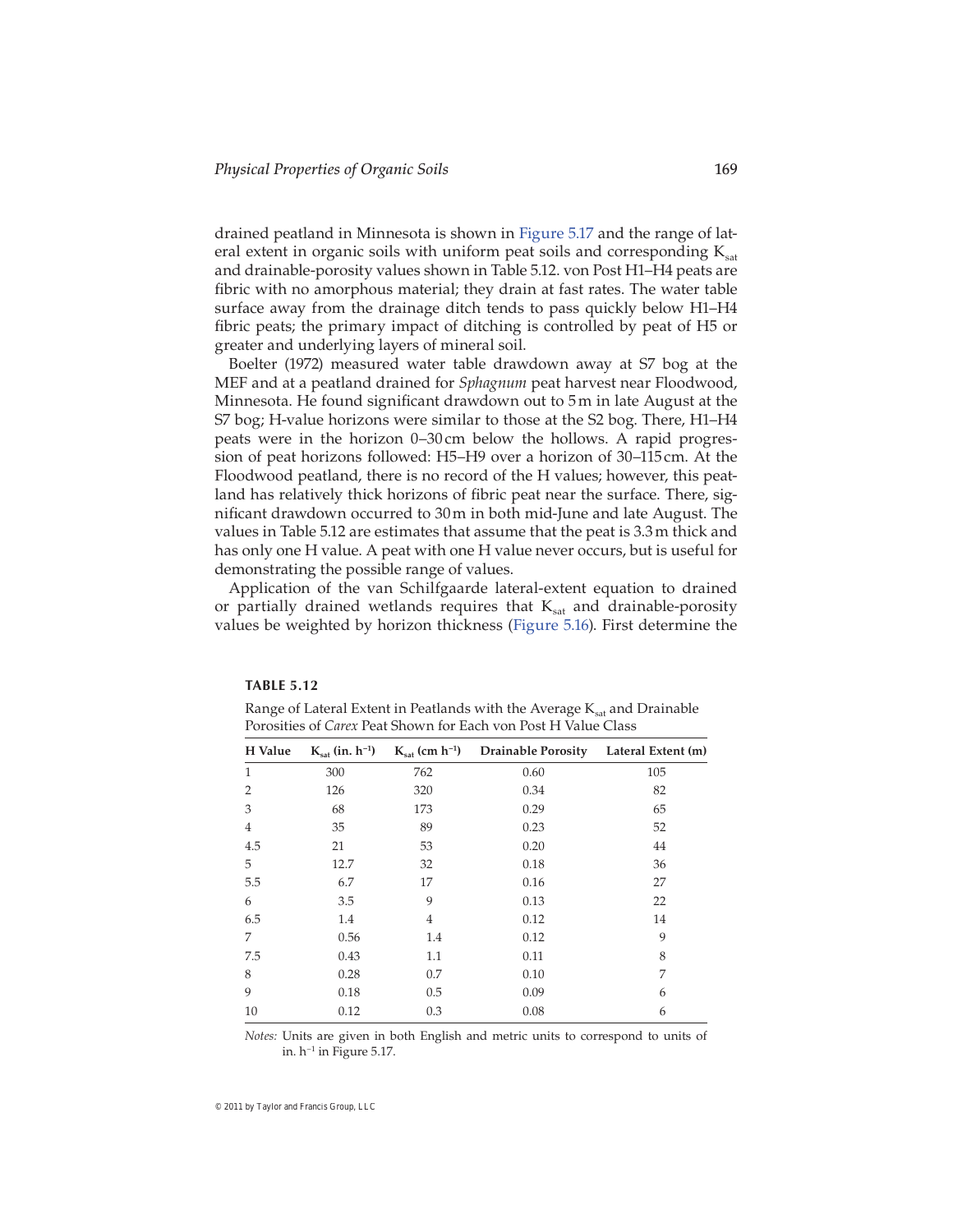drained peatland in Minnesota is shown in Figure 5.17 and the range of lateral extent in organic soils with uniform peat soils and corresponding $K_{sat}$ and drainable-porosity values shown in Table 5.12. von Post H1–H4 peats are fibric with no amorphous material; they drain at fast rates. The water table surface away from the drainage ditch tends to pass quickly below H1–H4 fibric peats; the primary impact of ditching is controlled by peat of H5 or greater and underlying layers of mineral soil.

Boelter (1972) measured water table drawdown away at S7 bog at the MEF and at a peatland drained for *Sphagnum* peat harvest near Floodwood, Minnesota. He found significant drawdown out to 5 m in late August at the S7 bog; H-value horizons were similar to those at the S2 bog. There, H1–H4 peats were in the horizon 0–30 cm below the hollows. A rapid progression of peat horizons followed: H5–H9 over a horizon of 30–115 cm. At the Floodwood peatland, there is no record of the H values; however, this peatland has relatively thick horizons of fibric peat near the surface. There, significant drawdown occurred to 30 m in both mid-June and late August. The values in Table 5.12 are estimates that assume that the peat is 3.3 m thick and has only one H value. A peat with one H value never occurs, but is useful for demonstrating the possible range of values.

Application of the van Schilfgaarde lateral-extent equation to drained or partially drained wetlands requires that $K_{sat}$ and drainable-porosity values be weighted by horizon thickness (Figure 5.16). First determine the

**TABLE 5.12**

Range of Lateral Extent in Peatlands with the Average $K_{sat}$ and Drainable Porosities of *Carex* Peat Shown for Each von Post H Value Class

| H Value | $K_{sat}$ (in. $h^{-1}$) | $K_{sat}$ (cm $h^{-1}$) | Drainable Porosity | Lateral Extent (m) |
|---|---|---|---|---|
| 1 | 300 | 762 | 0.60 | 105 |
| 2 | 126 | 320 | 0.34 | 82 |
| 3 | 68 | 173 | 0.29 | 65 |
| 4 | 35 | 89 | 0.23 | 52 |
| 4.5 | 21 | 53 | 0.20 | 44 |
| 5 | 12.7 | 32 | 0.18 | 36 |
| 5.5 | 6.7 | 17 | 0.16 | 27 |
| 6 | 3.5 | 9 | 0.13 | 22 |
| 6.5 | 1.4 | 4 | 0.12 | 14 |
| 7 | 0.56 | 1.4 | 0.12 | 9 |
| 7.5 | 0.43 | 1.1 | 0.11 | 8 |
| 8 | 0.28 | 0.7 | 0.10 | 7 |
| 9 | 0.18 | 0.5 | 0.09 | 6 |
| 10 | 0.12 | 0.3 | 0.08 | 6 |

*Notes:* Units are given in both English and metric units to correspond to units of in. $h^{-1}$ in Figure 5.17.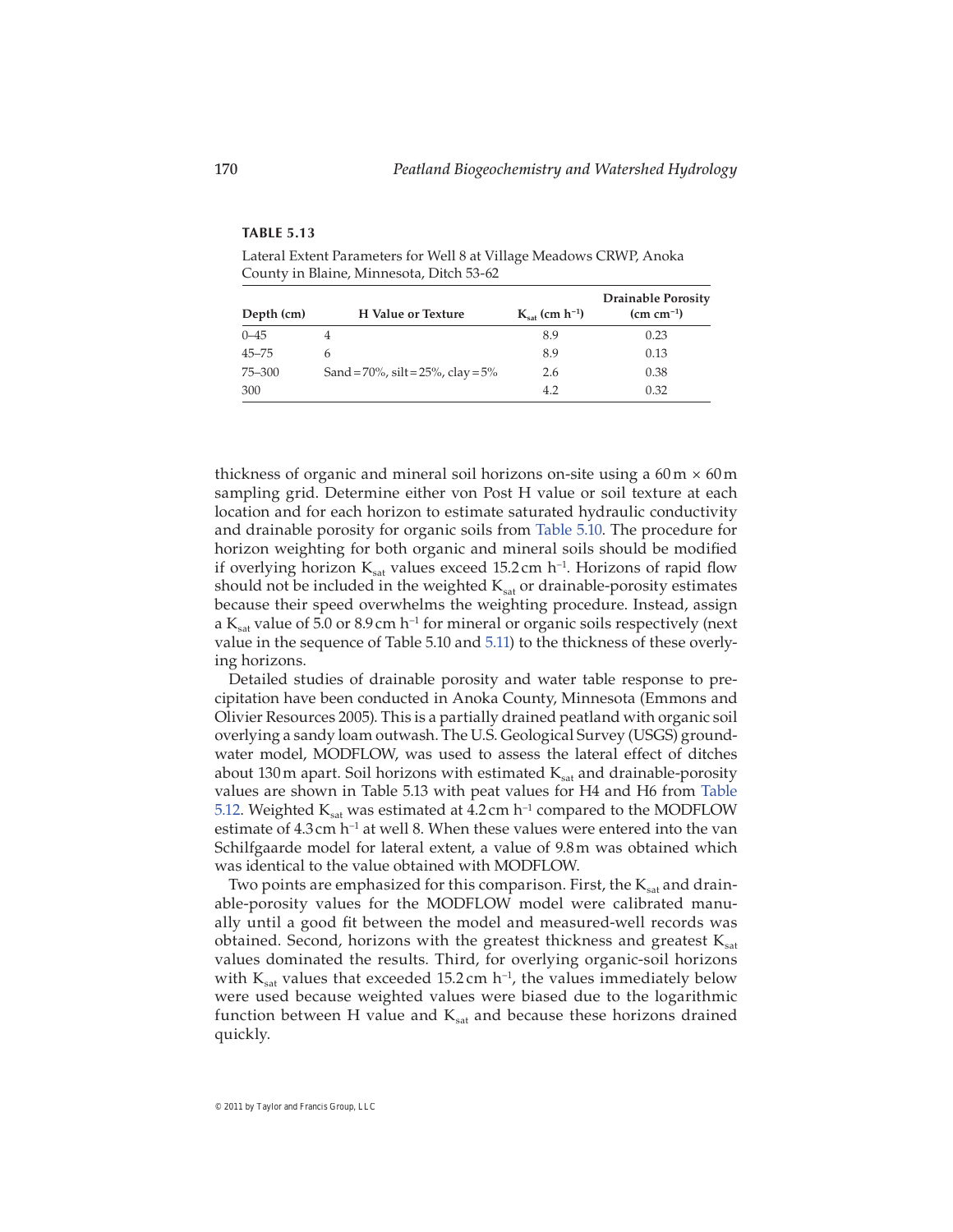**TABLE 5.13**

Lateral Extent Parameters for Well 8 at Village Meadows CRWP, Anoka County in Blaine, Minnesota, Ditch 53-62

| Depth (cm) | H Value or Texture | $K_{sat}$ (cm $h^{-1}$) | Drainable Porosity (cm $cm^{-1}$) |
|---|---|---|---|
| 0–45 | 4 | 8.9 | 0.23 |
| 45–75 | 6 | 8.9 | 0.13 |
| 75–300 | Sand = 70%, silt = 25%, clay = 5% | 2.6 | 0.38 |
| 300 | | 4.2 | 0.32 |

thickness of organic and mineral soil horizons on-site using a 60 m × 60 m sampling grid. Determine either von Post H value or soil texture at each location and for each horizon to estimate saturated hydraulic conductivity and drainable porosity for organic soils from Table 5.10. The procedure for horizon weighting for both organic and mineral soils should be modified if overlying horizon $K_{sat}$ values exceed 15.2 cm $h^{-1}$. Horizons of rapid flow should not be included in the weighted $K_{sat}$ or drainable-porosity estimates because their speed overwhelms the weighting procedure. Instead, assign a $K_{sat}$ value of 5.0 or 8.9 cm $h^{-1}$ for mineral or organic soils respectively (next value in the sequence of Table 5.10 and 5.11) to the thickness of these overlying horizons.

Detailed studies of drainable porosity and water table response to precipitation have been conducted in Anoka County, Minnesota (Emmons and Olivier Resources 2005). This is a partially drained peatland with organic soil overlying a sandy loam outwash. The U.S. Geological Survey (USGS) groundwater model, MODFLOW, was used to assess the lateral effect of ditches about 130 m apart. Soil horizons with estimated $K_{sat}$ and drainable-porosity values are shown in Table 5.13 with peat values for H4 and H6 from Table 5.12. Weighted $K_{sat}$ was estimated at 4.2 cm $h^{-1}$ compared to the MODFLOW estimate of 4.3 cm $h^{-1}$ at well 8. When these values were entered into the van Schilfgaarde model for lateral extent, a value of 9.8 m was obtained which was identical to the value obtained with MODFLOW.

Two points are emphasized for this comparison. First, the $K_{sat}$ and drainable-porosity values for the MODFLOW model were calibrated manually until a good fit between the model and measured-well records was obtained. Second, horizons with the greatest thickness and greatest $K_{sat}$ values dominated the results. Third, for overlying organic-soil horizons with $K_{sat}$ values that exceeded 15.2 cm $h^{-1}$, the values immediately below were used because weighted values were biased due to the logarithmic function between H value and $K_{sat}$ and because these horizons drained quickly.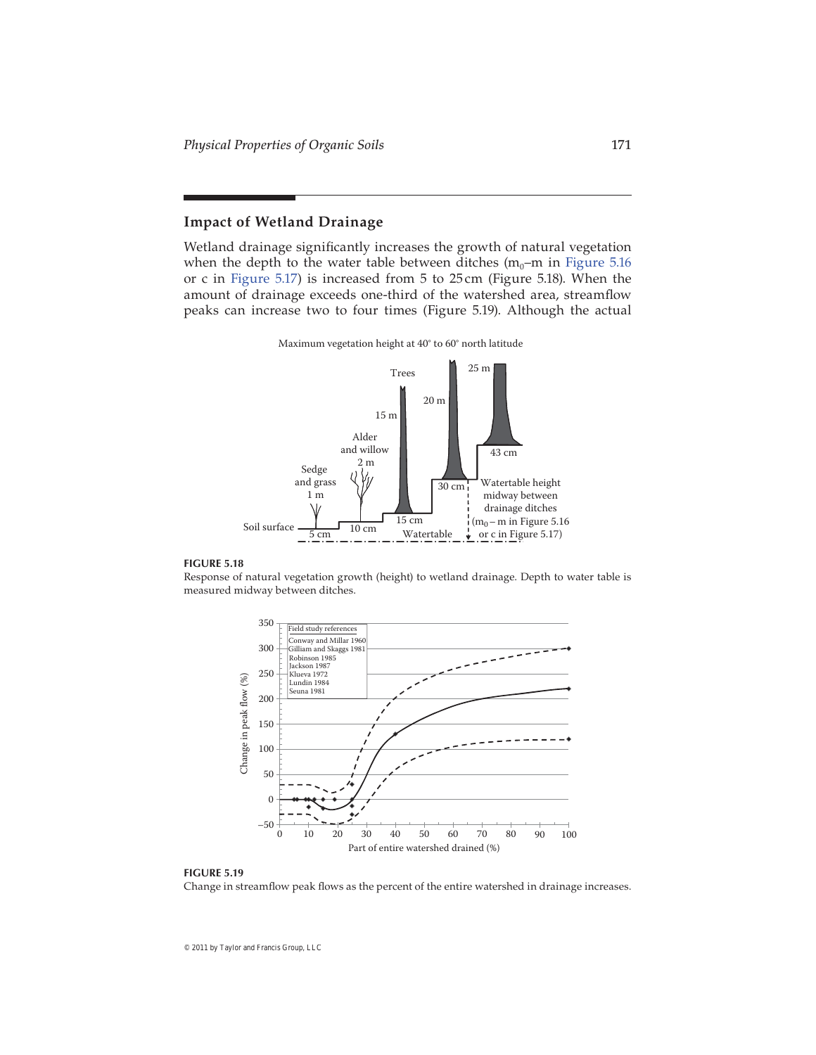## Impact of Wetland Drainage

Wetland drainage significantly increases the growth of natural vegetation when the depth to the water table between ditches ($m_0$–m in Figure 5.16 or c in Figure 5.17) is increased from 5 to 25 cm (Figure 5.18). When the amount of drainage exceeds one-third of the watershed area, streamflow peaks can increase two to four times (Figure 5.19). Although the actual

**FIGURE 5.18**
Response of natural vegetation growth (height) to wetland drainage. Depth to water table is measured midway between ditches.

**FIGURE 5.19**
Change in streamflow peak flows as the percent of the entire watershed in drainage increases.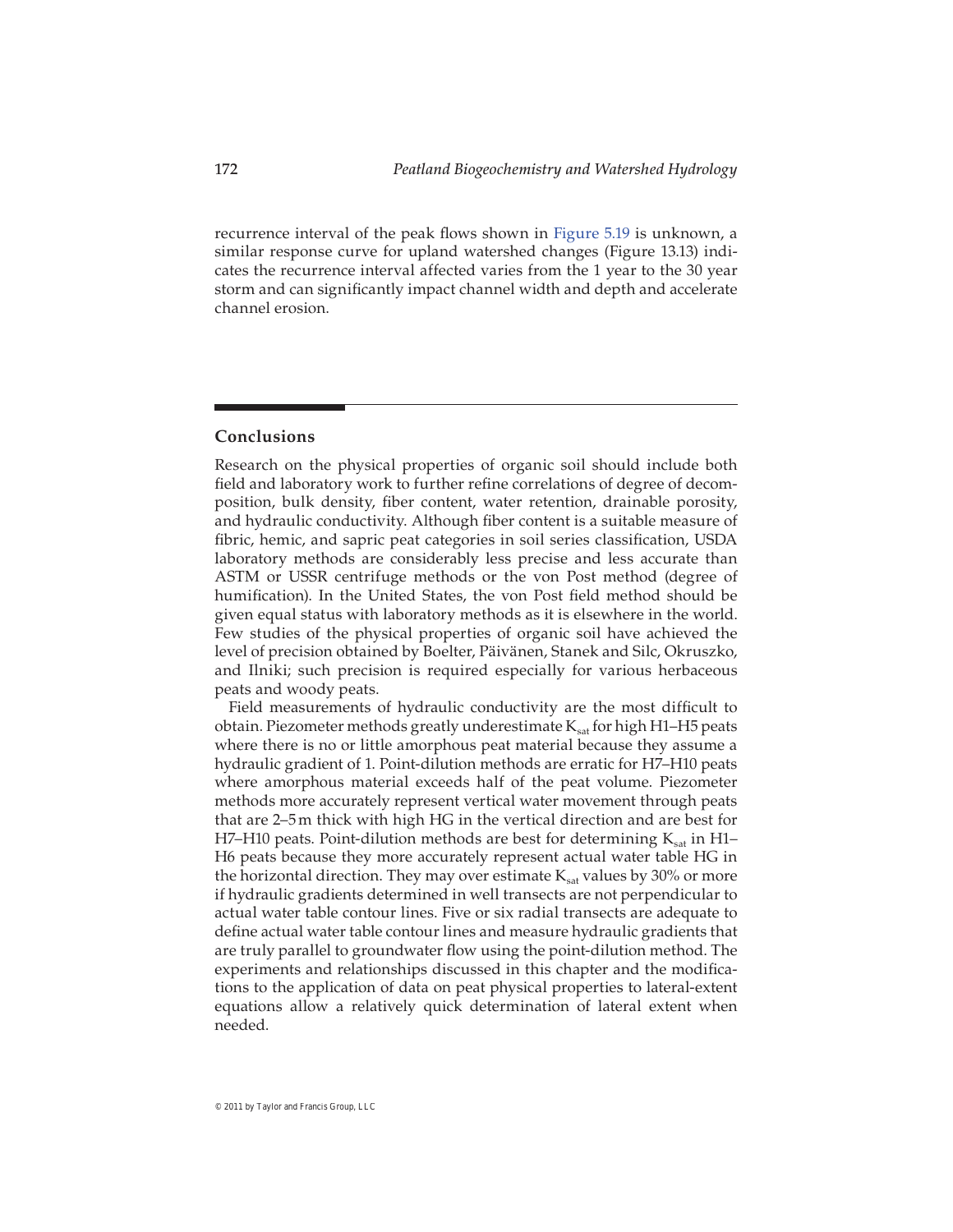recurrence interval of the peak flows shown in Figure 5.19 is unknown, a similar response curve for upland watershed changes (Figure 13.13) indicates the recurrence interval affected varies from the 1 year to the 30 year storm and can significantly impact channel width and depth and accelerate channel erosion.

## Conclusions

Research on the physical properties of organic soil should include both field and laboratory work to further refine correlations of degree of decomposition, bulk density, fiber content, water retention, drainable porosity, and hydraulic conductivity. Although fiber content is a suitable measure of fibric, hemic, and sapric peat categories in soil series classification, USDA laboratory methods are considerably less precise and less accurate than ASTM or USSR centrifuge methods or the von Post method (degree of humification). In the United States, the von Post field method should be given equal status with laboratory methods as it is elsewhere in the world. Few studies of the physical properties of organic soil have achieved the level of precision obtained by Boelter, Päivänen, Stanek and Silc, Okruszko, and Ilniki; such precision is required especially for various herbaceous peats and woody peats.

Field measurements of hydraulic conductivity are the most difficult to obtain. Piezometer methods greatly underestimate $K_{sat}$ for high H1–H5 peats where there is no or little amorphous peat material because they assume a hydraulic gradient of 1. Point-dilution methods are erratic for H7–H10 peats where amorphous material exceeds half of the peat volume. Piezometer methods more accurately represent vertical water movement through peats that are 2–5 m thick with high HG in the vertical direction and are best for H7–H10 peats. Point-dilution methods are best for determining $K_{sat}$ in H1–H6 peats because they more accurately represent actual water table HG in the horizontal direction. They may over estimate $K_{sat}$ values by 30% or more if hydraulic gradients determined in well transects are not perpendicular to actual water table contour lines. Five or six radial transects are adequate to define actual water table contour lines and measure hydraulic gradients that are truly parallel to groundwater flow using the point-dilution method. The experiments and relationships discussed in this chapter and the modifications to the application of data on peat physical properties to lateral-extent equations allow a relatively quick determination of lateral extent when needed.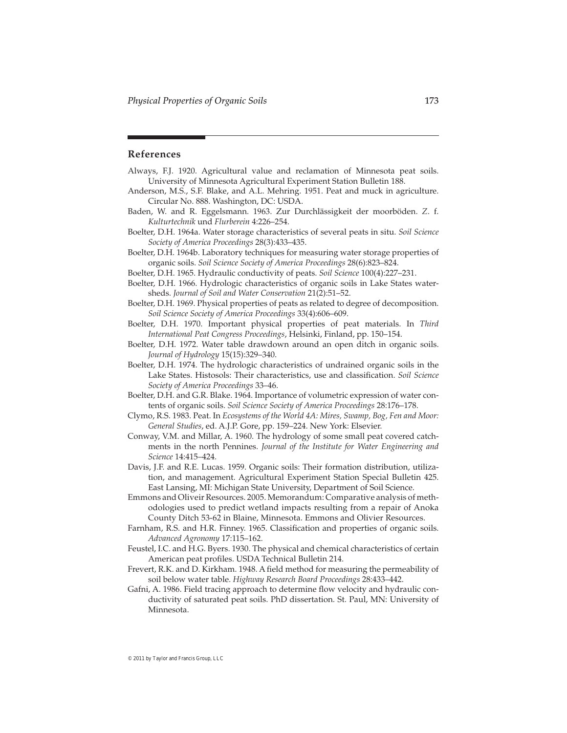## References

Always, F.J. 1920. Agricultural value and reclamation of Minnesota peat soils. University of Minnesota Agricultural Experiment Station Bulletin 188.

Anderson, M.S., S.F. Blake, and A.L. Mehring. 1951. Peat and muck in agriculture. Circular No. 888. Washington, DC: USDA.

Baden, W. and R. Eggelsmann. 1963. Zur Durchlässigkeit der moorböden. *Z. f. Kulturtechnik* und *Flurberein* 4:226–254.

Boelter, D.H. 1964a. Water storage characteristics of several peats in situ. *Soil Science Society of America Proceedings* 28(3):433–435.

Boelter, D.H. 1964b. Laboratory techniques for measuring water storage properties of organic soils. *Soil Science Society of America Proceedings* 28(6):823–824.

Boelter, D.H. 1965. Hydraulic conductivity of peats. *Soil Science* 100(4):227–231.

Boelter, D.H. 1966. Hydrologic characteristics of organic soils in Lake States watersheds. *Journal of Soil and Water Conservation* 21(2):51–52.

Boelter, D.H. 1969. Physical properties of peats as related to degree of decomposition. *Soil Science Society of America Proceedings* 33(4):606–609.

Boelter, D.H. 1970. Important physical properties of peat materials. In *Third International Peat Congress Proceedings*, Helsinki, Finland, pp. 150–154.

Boelter, D.H. 1972. Water table drawdown around an open ditch in organic soils. *Journal of Hydrology* 15(15):329–340.

Boelter, D.H. 1974. The hydrologic characteristics of undrained organic soils in the Lake States. Histosols: Their characteristics, use and classification. *Soil Science Society of America Proceedings* 33–46.

Boelter, D.H. and G.R. Blake. 1964. Importance of volumetric expression of water contents of organic soils. *Soil Science Society of America Proceedings* 28:176–178.

Clymo, R.S. 1983. Peat. In *Ecosystems of the World 4A: Mires, Swamp, Bog, Fen and Moor: General Studies*, ed. A.J.P. Gore, pp. 159–224. New York: Elsevier.

Conway, V.M. and Millar, A. 1960. The hydrology of some small peat covered catchments in the north Pennines. *Journal of the Institute for Water Engineering and Science* 14:415–424.

Davis, J.F. and R.E. Lucas. 1959. Organic soils: Their formation distribution, utilization, and management. Agricultural Experiment Station Special Bulletin 425. East Lansing, MI: Michigan State University, Department of Soil Science.

Emmons and Oliveir Resources. 2005. Memorandum: Comparative analysis of methodologies used to predict wetland impacts resulting from a repair of Anoka County Ditch 53-62 in Blaine, Minnesota. Emmons and Olivier Resources.

Farnham, R.S. and H.R. Finney. 1965. Classification and properties of organic soils. *Advanced Agronomy* 17:115–162.

Feustel, I.C. and H.G. Byers. 1930. The physical and chemical characteristics of certain American peat profiles. USDA Technical Bulletin 214.

Frevert, R.K. and D. Kirkham. 1948. A field method for measuring the permeability of soil below water table. *Highway Research Board Proceedings* 28:433–442.

Gafni, A. 1986. Field tracing approach to determine flow velocity and hydraulic conductivity of saturated peat soils. PhD dissertation. St. Paul, MN: University of Minnesota.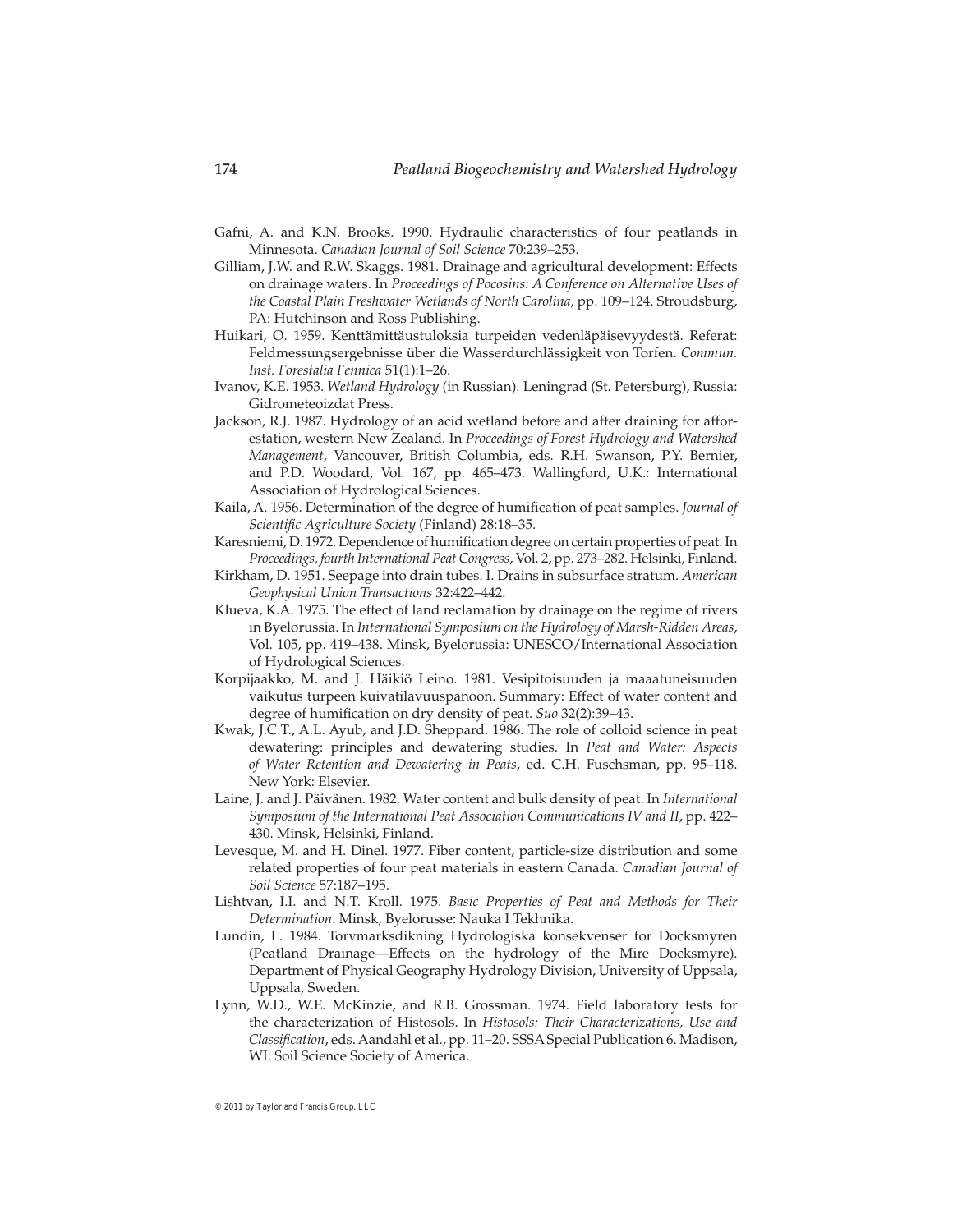Gafni, A. and K.N. Brooks. 1990. Hydraulic characteristics of four peatlands in Minnesota. *Canadian Journal of Soil Science* 70:239–253.

Gilliam, J.W. and R.W. Skaggs. 1981. Drainage and agricultural development: Effects on drainage waters. In *Proceedings of Pocosins: A Conference on Alternative Uses of the Coastal Plain Freshwater Wetlands of North Carolina*, pp. 109–124. Stroudsburg, PA: Hutchinson and Ross Publishing.

Huikari, O. 1959. Kenttämittäustuloksia turpeiden vedenläpäisevyydestä. Referat: Feldmessungsergebnisse über die Wasserdurchlässigkeit von Torfen. *Commun. Inst. Forestalia Fennica* 51(1):1–26.

Ivanov, K.E. 1953. *Wetland Hydrology* (in Russian). Leningrad (St. Petersburg), Russia: Gidrometeoizdat Press.

Jackson, R.J. 1987. Hydrology of an acid wetland before and after draining for afforestation, western New Zealand. In *Proceedings of Forest Hydrology and Watershed Management*, Vancouver, British Columbia, eds. R.H. Swanson, P.Y. Bernier, and P.D. Woodard, Vol. 167, pp. 465–473. Wallingford, U.K.: International Association of Hydrological Sciences.

Kaila, A. 1956. Determination of the degree of humification of peat samples. *Journal of Scientific Agriculture Society* (Finland) 28:18–35.

Karesniemi, D. 1972. Dependence of humification degree on certain properties of peat. In *Proceedings, fourth International Peat Congress*, Vol. 2, pp. 273–282. Helsinki, Finland.

Kirkham, D. 1951. Seepage into drain tubes. I. Drains in subsurface stratum. *American Geophysical Union Transactions* 32:422–442.

Klueva, K.A. 1975. The effect of land reclamation by drainage on the regime of rivers in Byelorussia. In *International Symposium on the Hydrology of Marsh-Ridden Areas*, Vol. 105, pp. 419–438. Minsk, Byelorussia: UNESCO/International Association of Hydrological Sciences.

Korpijaakko, M. and J. Häikiö Leino. 1981. Vesipitoisuuden ja maaatuneisuuden vaikutus turpeen kuivatilavuuspanoon. Summary: Effect of water content and degree of humification on dry density of peat. *Suo* 32(2):39–43.

Kwak, J.C.T., A.L. Ayub, and J.D. Sheppard. 1986. The role of colloid science in peat dewatering: principles and dewatering studies. In *Peat and Water: Aspects of Water Retention and Dewatering in Peats*, ed. C.H. Fuschsman, pp. 95–118. New York: Elsevier.

Laine, J. and J. Päivänen. 1982. Water content and bulk density of peat. In *International Symposium of the International Peat Association Communications IV and II*, pp. 422–430. Minsk, Helsinki, Finland.

Levesque, M. and H. Dinel. 1977. Fiber content, particle-size distribution and some related properties of four peat materials in eastern Canada. *Canadian Journal of Soil Science* 57:187–195.

Lishtvan, I.I. and N.T. Kroll. 1975. *Basic Properties of Peat and Methods for Their Determination*. Minsk, Byelorusse: Nauka I Tekhnika.

Lundin, L. 1984. Torvmarksdikning Hydrologiska konsekvenser for Docksmyren (Peatland Drainage—Effects on the hydrology of the Mire Docksmyre). Department of Physical Geography Hydrology Division, University of Uppsala, Uppsala, Sweden.

Lynn, W.D., W.E. McKinzie, and R.B. Grossman. 1974. Field laboratory tests for the characterization of Histosols. In *Histosols: Their Characterizations, Use and Classification*, eds. Aandahl et al., pp. 11–20. SSSA Special Publication 6. Madison, WI: Soil Science Society of America.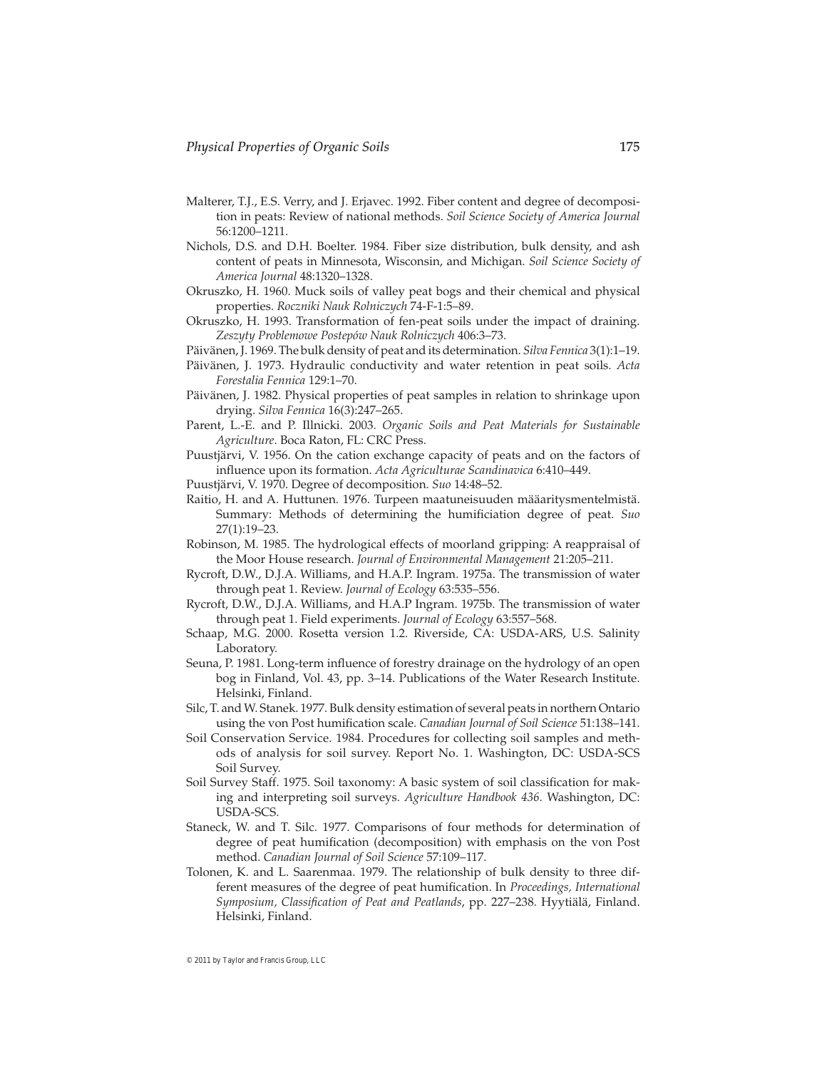Malterer, T.J., E.S. Verry, and J. Erjavec. 1992. Fiber content and degree of decomposition in peats: Review of national methods. *Soil Science Society of America Journal* 56:1200–1211.

Nichols, D.S. and D.H. Boelter. 1984. Fiber size distribution, bulk density, and ash content of peats in Minnesota, Wisconsin, and Michigan. *Soil Science Society of America Journal* 48:1320–1328.

Okruszko, H. 1960. Muck soils of valley peat bogs and their chemical and physical properties. *Roczniki Nauk Rolniczych* 74-F-1:5–89.

Okruszko, H. 1993. Transformation of fen-peat soils under the impact of draining. *Zeszyty Problemowe Postepów Nauk Rolniczych* 406:3–73.

Päivänen, J. 1969. The bulk density of peat and its determination. *Silva Fennica* 3(1):1–19.

Päivänen, J. 1973. Hydraulic conductivity and water retention in peat soils. *Acta Forestalia Fennica* 129:1–70.

Päivänen, J. 1982. Physical properties of peat samples in relation to shrinkage upon drying. *Silva Fennica* 16(3):247–265.

Parent, L.-E. and P. Illnicki. 2003. *Organic Soils and Peat Materials for Sustainable Agriculture*. Boca Raton, FL: CRC Press.

Puustjärvi, V. 1956. On the cation exchange capacity of peats and on the factors of influence upon its formation. *Acta Agriculturae Scandinavica* 6:410–449.

Puustjärvi, V. 1970. Degree of decomposition. *Suo* 14:48–52.

Raitio, H. and A. Huttunen. 1976. Turpeen maatuneisuuden määaritysmentelmistä. Summary: Methods of determining the humificiation degree of peat. *Suo* 27(1):19–23.

Robinson, M. 1985. The hydrological effects of moorland gripping: A reappraisal of the Moor House research. *Journal of Environmental Management* 21:205–211.

Rycroft, D.W., D.J.A. Williams, and H.A.P. Ingram. 1975a. The transmission of water through peat 1. Review. *Journal of Ecology* 63:535–556.

Rycroft, D.W., D.J.A. Williams, and H.A.P Ingram. 1975b. The transmission of water through peat 1. Field experiments. *Journal of Ecology* 63:557–568.

Schaap, M.G. 2000. Rosetta version 1.2. Riverside, CA: USDA-ARS, U.S. Salinity Laboratory.

Seuna, P. 1981. Long-term influence of forestry drainage on the hydrology of an open bog in Finland, Vol. 43, pp. 3–14. Publications of the Water Research Institute. Helsinki, Finland.

Silc, T. and W. Stanek. 1977. Bulk density estimation of several peats in northern Ontario using the von Post humification scale. *Canadian Journal of Soil Science* 51:138–141.

Soil Conservation Service. 1984. Procedures for collecting soil samples and methods of analysis for soil survey. Report No. 1. Washington, DC: USDA-SCS Soil Survey.

Soil Survey Staff. 1975. Soil taxonomy: A basic system of soil classification for making and interpreting soil surveys. *Agriculture Handbook 436*. Washington, DC: USDA-SCS.

Staneck, W. and T. Silc. 1977. Comparisons of four methods for determination of degree of peat humification (decomposition) with emphasis on the von Post method. *Canadian Journal of Soil Science* 57:109–117.

Tolonen, K. and L. Saarenmaa. 1979. The relationship of bulk density to three different measures of the degree of peat humification. In *Proceedings, International Symposium, Classification of Peat and Peatlands*, pp. 227–238. Hyytiälä, Finland. Helsinki, Finland.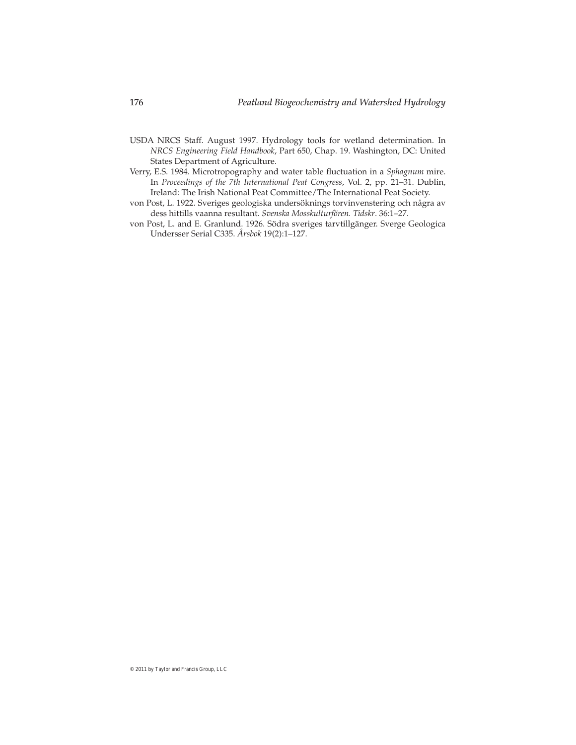USDA NRCS Staff. August 1997. Hydrology tools for wetland determination. In *NRCS Engineering Field Handbook*, Part 650, Chap. 19. Washington, DC: United States Department of Agriculture.

Verry, E.S. 1984. Microtropography and water table fluctuation in a *Sphagnum* mire. In *Proceedings of the 7th International Peat Congress*, Vol. 2, pp. 21–31. Dublin, Ireland: The Irish National Peat Committee/The International Peat Society.

von Post, L. 1922. Sveriges geologiska undersöknings torvinvenstering och några av dess hittills vaanna resultant. *Svenska Mosskulturfören. Tidskr*. 36:1–27.

von Post, L. and E. Granlund. 1926. Södra sveriges tarvtillgänger. Sverge Geologica Undersser Serial C335. *Årsbok* 19(2):1–127.

© 2011 by Taylor and Francis Group, LLC